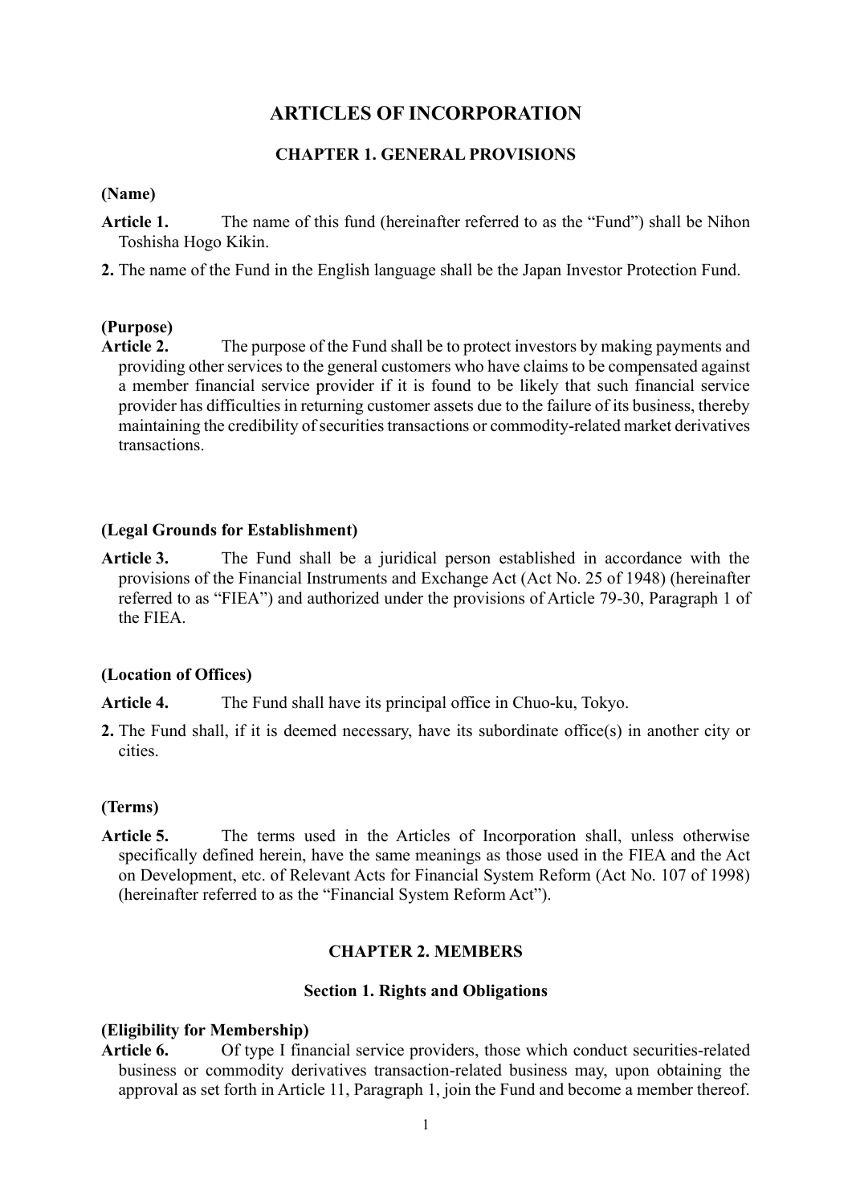# ARTICLES OF INCORPORATION

## CHAPTER 1. GENERAL PROVISIONS

**(Name)**

**Article 1.** The name of this fund (hereinafter referred to as the “Fund”) shall be Nihon Toshisha Hogo Kikin.

**2.** The name of the Fund in the English language shall be the Japan Investor Protection Fund.

**(Purpose)**

**Article 2.** The purpose of the Fund shall be to protect investors by making payments and providing other services to the general customers who have claims to be compensated against a member financial service provider if it is found to be likely that such financial service provider has difficulties in returning customer assets due to the failure of its business, thereby maintaining the credibility of securities transactions or commodity-related market derivatives transactions.

**(Legal Grounds for Establishment)**

**Article 3.** The Fund shall be a juridical person established in accordance with the provisions of the Financial Instruments and Exchange Act (Act No. 25 of 1948) (hereinafter referred to as “FIEA”) and authorized under the provisions of Article 79-30, Paragraph 1 of the FIEA.

**(Location of Offices)**

**Article 4.** The Fund shall have its principal office in Chuo-ku, Tokyo.

**2.** The Fund shall, if it is deemed necessary, have its subordinate office(s) in another city or cities.

**(Terms)**

**Article 5.** The terms used in the Articles of Incorporation shall, unless otherwise specifically defined herein, have the same meanings as those used in the FIEA and the Act on Development, etc. of Relevant Acts for Financial System Reform (Act No. 107 of 1998) (hereinafter referred to as the “Financial System Reform Act”).

## CHAPTER 2. MEMBERS

### Section 1. Rights and Obligations

**(Eligibility for Membership)**

**Article 6.** Of type I financial service providers, those which conduct securities-related business or commodity derivatives transaction-related business may, upon obtaining the approval as set forth in Article 11, Paragraph 1, join the Fund and become a member thereof.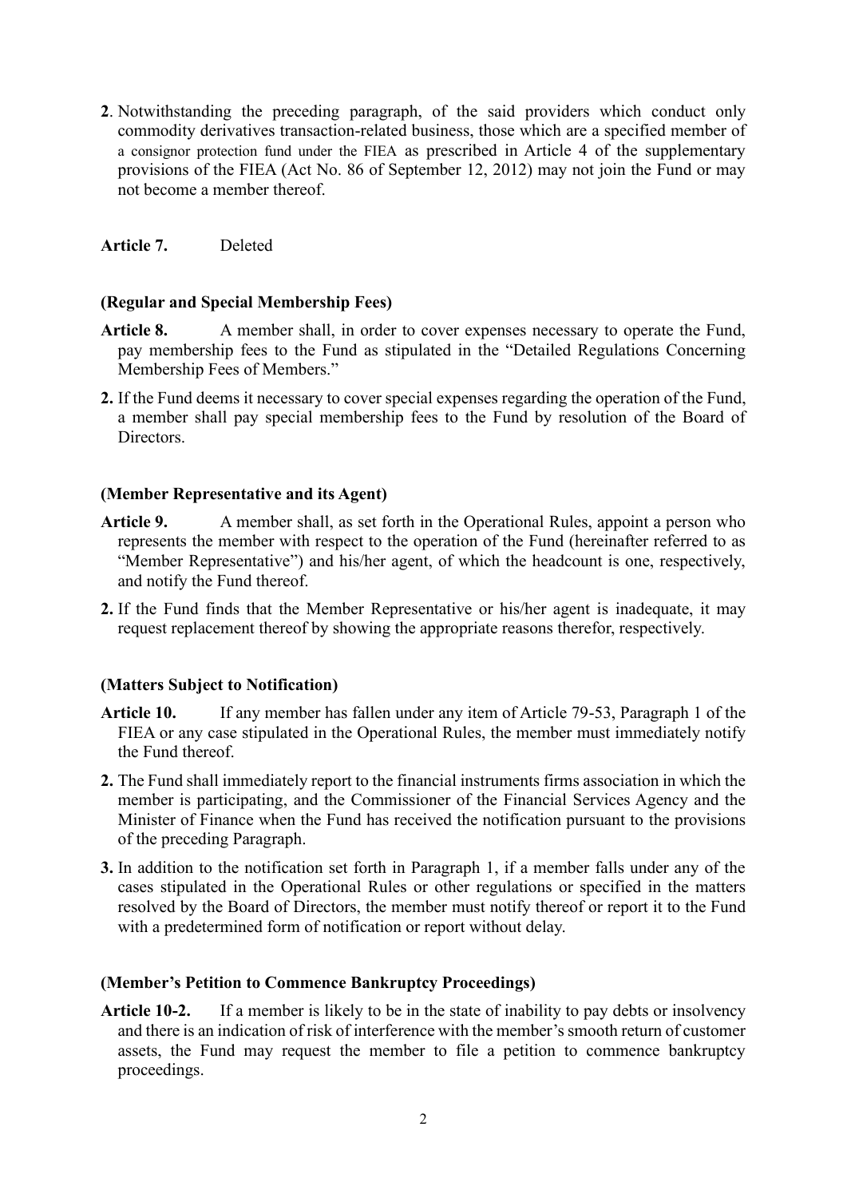**2**. Notwithstanding the preceding paragraph, of the said providers which conduct only commodity derivatives transaction-related business, those which are a specified member of a consignor protection fund under the FIEA as prescribed in Article 4 of the supplementary provisions of the FIEA (Act No. 86 of September 12, 2012) may not join the Fund or may not become a member thereof.

**Article 7.** Deleted

**(Regular and Special Membership Fees)**

**Article 8.** A member shall, in order to cover expenses necessary to operate the Fund, pay membership fees to the Fund as stipulated in the "Detailed Regulations Concerning Membership Fees of Members."

**2.** If the Fund deems it necessary to cover special expenses regarding the operation of the Fund, a member shall pay special membership fees to the Fund by resolution of the Board of Directors.

**(Member Representative and its Agent)**

**Article 9.** A member shall, as set forth in the Operational Rules, appoint a person who represents the member with respect to the operation of the Fund (hereinafter referred to as "Member Representative") and his/her agent, of which the headcount is one, respectively, and notify the Fund thereof.

**2.** If the Fund finds that the Member Representative or his/her agent is inadequate, it may request replacement thereof by showing the appropriate reasons therefor, respectively.

**(Matters Subject to Notification)**

**Article 10.** If any member has fallen under any item of Article 79-53, Paragraph 1 of the FIEA or any case stipulated in the Operational Rules, the member must immediately notify the Fund thereof.

**2.** The Fund shall immediately report to the financial instruments firms association in which the member is participating, and the Commissioner of the Financial Services Agency and the Minister of Finance when the Fund has received the notification pursuant to the provisions of the preceding Paragraph.

**3.** In addition to the notification set forth in Paragraph 1, if a member falls under any of the cases stipulated in the Operational Rules or other regulations or specified in the matters resolved by the Board of Directors, the member must notify thereof or report it to the Fund with a predetermined form of notification or report without delay.

**(Member's Petition to Commence Bankruptcy Proceedings)**

**Article 10-2.** If a member is likely to be in the state of inability to pay debts or insolvency and there is an indication of risk of interference with the member's smooth return of customer assets, the Fund may request the member to file a petition to commence bankruptcy proceedings.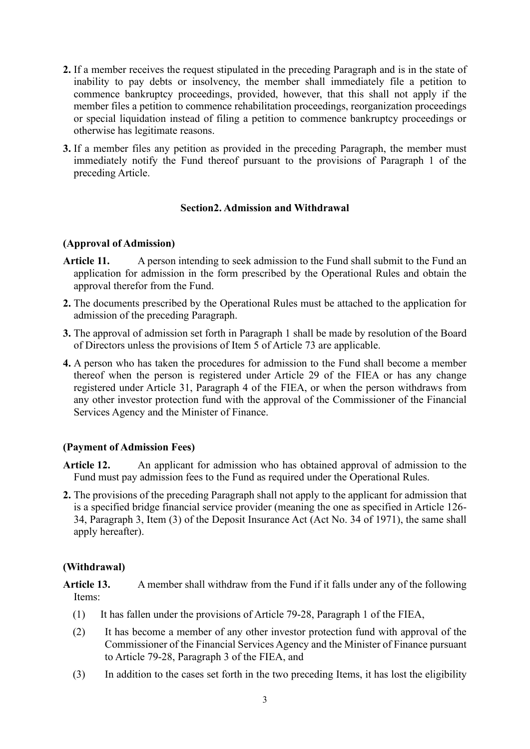**2.** If a member receives the request stipulated in the preceding Paragraph and is in the state of inability to pay debts or insolvency, the member shall immediately file a petition to commence bankruptcy proceedings, provided, however, that this shall not apply if the member files a petition to commence rehabilitation proceedings, reorganization proceedings or special liquidation instead of filing a petition to commence bankruptcy proceedings or otherwise has legitimate reasons.

**3.** If a member files any petition as provided in the preceding Paragraph, the member must immediately notify the Fund thereof pursuant to the provisions of Paragraph 1 of the preceding Article.

### Section2. Admission and Withdrawal

**(Approval of Admission)**

**Article 11.** A person intending to seek admission to the Fund shall submit to the Fund an application for admission in the form prescribed by the Operational Rules and obtain the approval therefor from the Fund.

**2.** The documents prescribed by the Operational Rules must be attached to the application for admission of the preceding Paragraph.

**3.** The approval of admission set forth in Paragraph 1 shall be made by resolution of the Board of Directors unless the provisions of Item 5 of Article 73 are applicable.

**4.** A person who has taken the procedures for admission to the Fund shall become a member thereof when the person is registered under Article 29 of the FIEA or has any change registered under Article 31, Paragraph 4 of the FIEA, or when the person withdraws from any other investor protection fund with the approval of the Commissioner of the Financial Services Agency and the Minister of Finance.

**(Payment of Admission Fees)**

**Article 12.** An applicant for admission who has obtained approval of admission to the Fund must pay admission fees to the Fund as required under the Operational Rules.

**2.** The provisions of the preceding Paragraph shall not apply to the applicant for admission that is a specified bridge financial service provider (meaning the one as specified in Article 126-34, Paragraph 3, Item (3) of the Deposit Insurance Act (Act No. 34 of 1971), the same shall apply hereafter).

**(Withdrawal)**

**Article 13.** A member shall withdraw from the Fund if it falls under any of the following Items:

(1) It has fallen under the provisions of Article 79-28, Paragraph 1 of the FIEA,

(2) It has become a member of any other investor protection fund with approval of the Commissioner of the Financial Services Agency and the Minister of Finance pursuant to Article 79-28, Paragraph 3 of the FIEA, and

(3) In addition to the cases set forth in the two preceding Items, it has lost the eligibility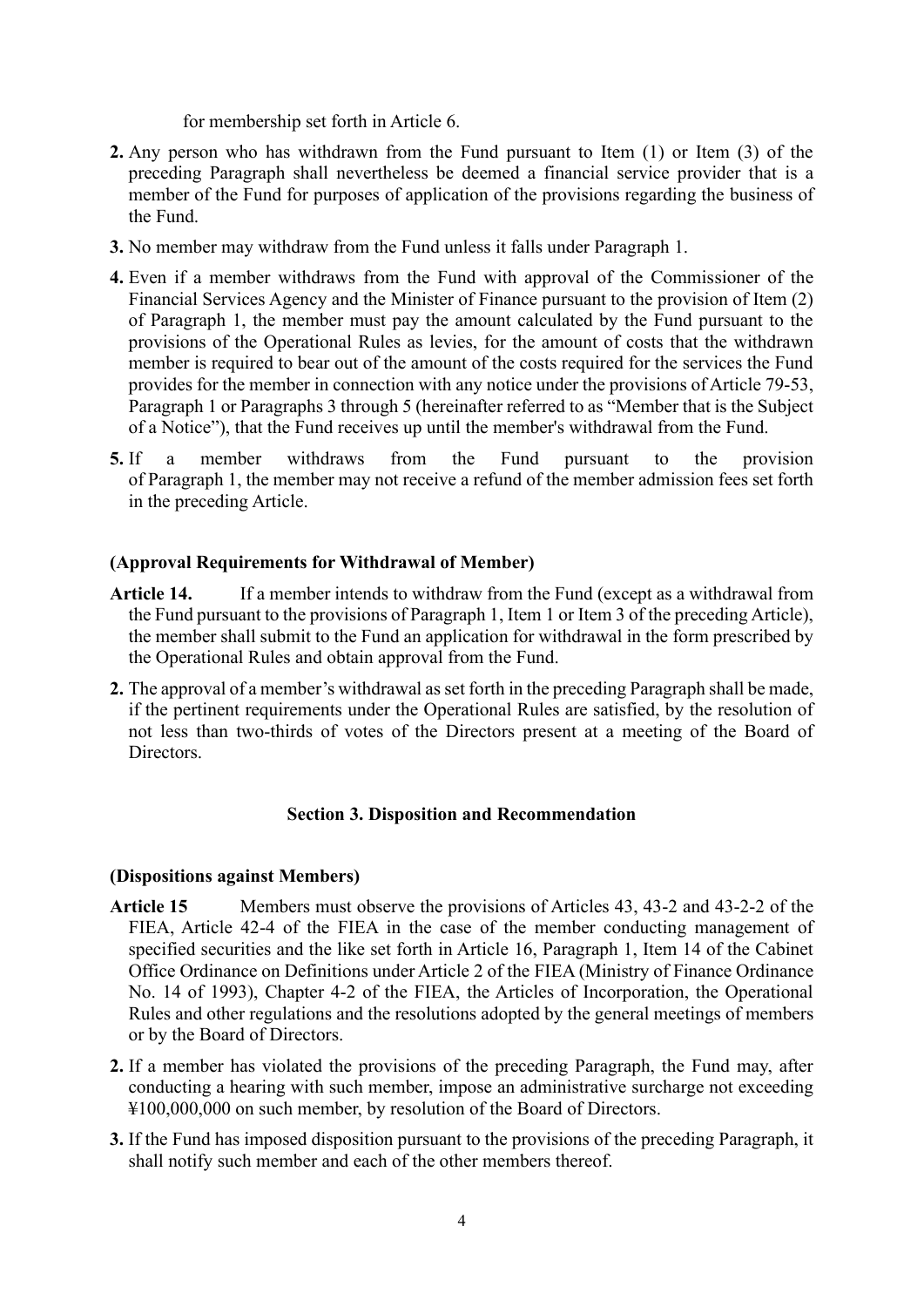for membership set forth in Article 6.

**2.** Any person who has withdrawn from the Fund pursuant to Item (1) or Item (3) of the preceding Paragraph shall nevertheless be deemed a financial service provider that is a member of the Fund for purposes of application of the provisions regarding the business of the Fund.

**3.** No member may withdraw from the Fund unless it falls under Paragraph 1.

**4.** Even if a member withdraws from the Fund with approval of the Commissioner of the Financial Services Agency and the Minister of Finance pursuant to the provision of Item (2) of Paragraph 1, the member must pay the amount calculated by the Fund pursuant to the provisions of the Operational Rules as levies, for the amount of costs that the withdrawn member is required to bear out of the amount of the costs required for the services the Fund provides for the member in connection with any notice under the provisions of Article 79-53, Paragraph 1 or Paragraphs 3 through 5 (hereinafter referred to as "Member that is the Subject of a Notice"), that the Fund receives up until the member's withdrawal from the Fund.

**5.** If a member withdraws from the Fund pursuant to the provision of Paragraph 1, the member may not receive a refund of the member admission fees set forth in the preceding Article.

**(Approval Requirements for Withdrawal of Member)**

**Article 14.** If a member intends to withdraw from the Fund (except as a withdrawal from the Fund pursuant to the provisions of Paragraph 1, Item 1 or Item 3 of the preceding Article), the member shall submit to the Fund an application for withdrawal in the form prescribed by the Operational Rules and obtain approval from the Fund.

**2.** The approval of a member's withdrawal as set forth in the preceding Paragraph shall be made, if the pertinent requirements under the Operational Rules are satisfied, by the resolution of not less than two-thirds of votes of the Directors present at a meeting of the Board of Directors.

## Section 3. Disposition and Recommendation

**(Dispositions against Members)**

**Article 15** Members must observe the provisions of Articles 43, 43-2 and 43-2-2 of the FIEA, Article 42-4 of the FIEA in the case of the member conducting management of specified securities and the like set forth in Article 16, Paragraph 1, Item 14 of the Cabinet Office Ordinance on Definitions under Article 2 of the FIEA (Ministry of Finance Ordinance No. 14 of 1993), Chapter 4-2 of the FIEA, the Articles of Incorporation, the Operational Rules and other regulations and the resolutions adopted by the general meetings of members or by the Board of Directors.

**2.** If a member has violated the provisions of the preceding Paragraph, the Fund may, after conducting a hearing with such member, impose an administrative surcharge not exceeding ¥100,000,000 on such member, by resolution of the Board of Directors.

**3.** If the Fund has imposed disposition pursuant to the provisions of the preceding Paragraph, it shall notify such member and each of the other members thereof.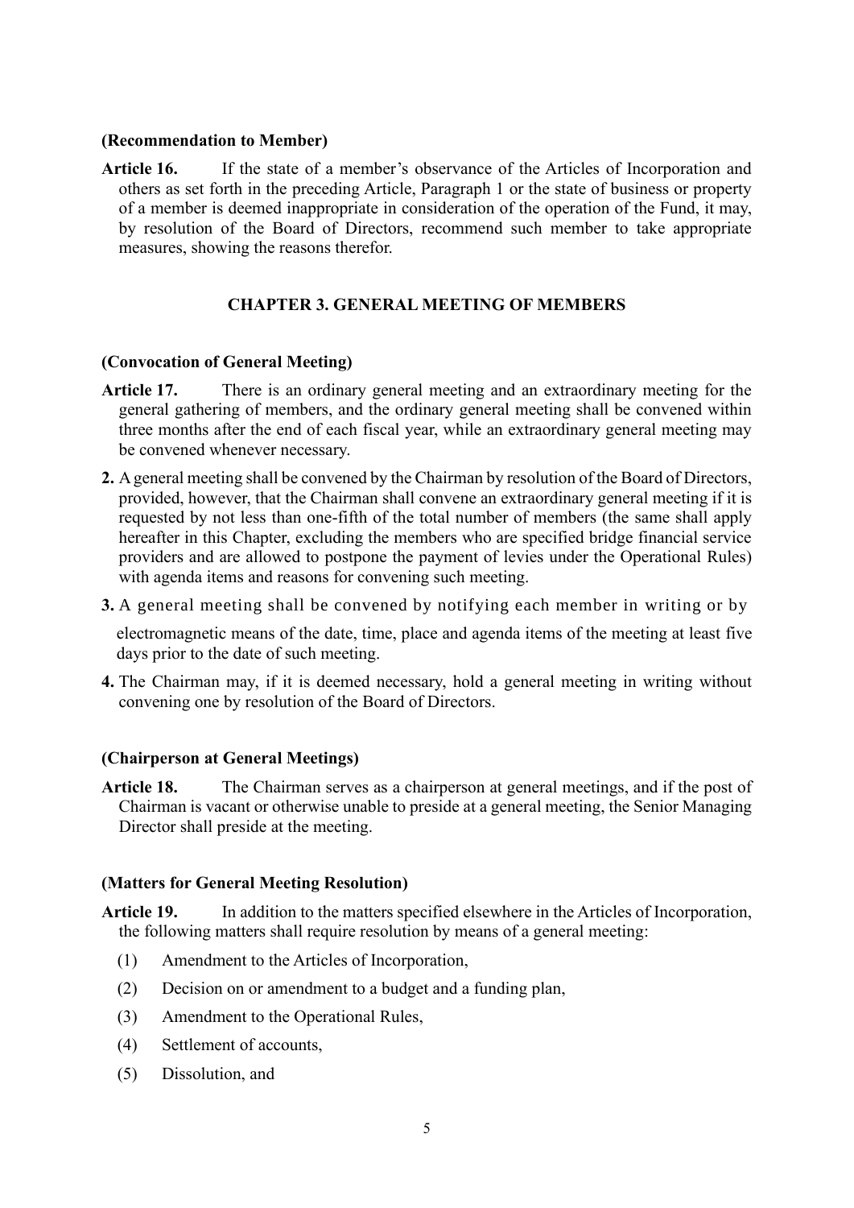**(Recommendation to Member)**

**Article 16.** If the state of a member's observance of the Articles of Incorporation and others as set forth in the preceding Article, Paragraph 1 or the state of business or property of a member is deemed inappropriate in consideration of the operation of the Fund, it may, by resolution of the Board of Directors, recommend such member to take appropriate measures, showing the reasons therefor.

## CHAPTER 3. GENERAL MEETING OF MEMBERS

**(Convocation of General Meeting)**

**Article 17.** There is an ordinary general meeting and an extraordinary meeting for the general gathering of members, and the ordinary general meeting shall be convened within three months after the end of each fiscal year, while an extraordinary general meeting may be convened whenever necessary.

**2.** A general meeting shall be convened by the Chairman by resolution of the Board of Directors, provided, however, that the Chairman shall convene an extraordinary general meeting if it is requested by not less than one-fifth of the total number of members (the same shall apply hereafter in this Chapter, excluding the members who are specified bridge financial service providers and are allowed to postpone the payment of levies under the Operational Rules) with agenda items and reasons for convening such meeting.

**3.** A general meeting shall be convened by notifying each member in writing or by electromagnetic means of the date, time, place and agenda items of the meeting at least five days prior to the date of such meeting.

**4.** The Chairman may, if it is deemed necessary, hold a general meeting in writing without convening one by resolution of the Board of Directors.

**(Chairperson at General Meetings)**

**Article 18.** The Chairman serves as a chairperson at general meetings, and if the post of Chairman is vacant or otherwise unable to preside at a general meeting, the Senior Managing Director shall preside at the meeting.

**(Matters for General Meeting Resolution)**

**Article 19.** In addition to the matters specified elsewhere in the Articles of Incorporation, the following matters shall require resolution by means of a general meeting:

(1) Amendment to the Articles of Incorporation,

(2) Decision on or amendment to a budget and a funding plan,

(3) Amendment to the Operational Rules,

(4) Settlement of accounts,

(5) Dissolution, and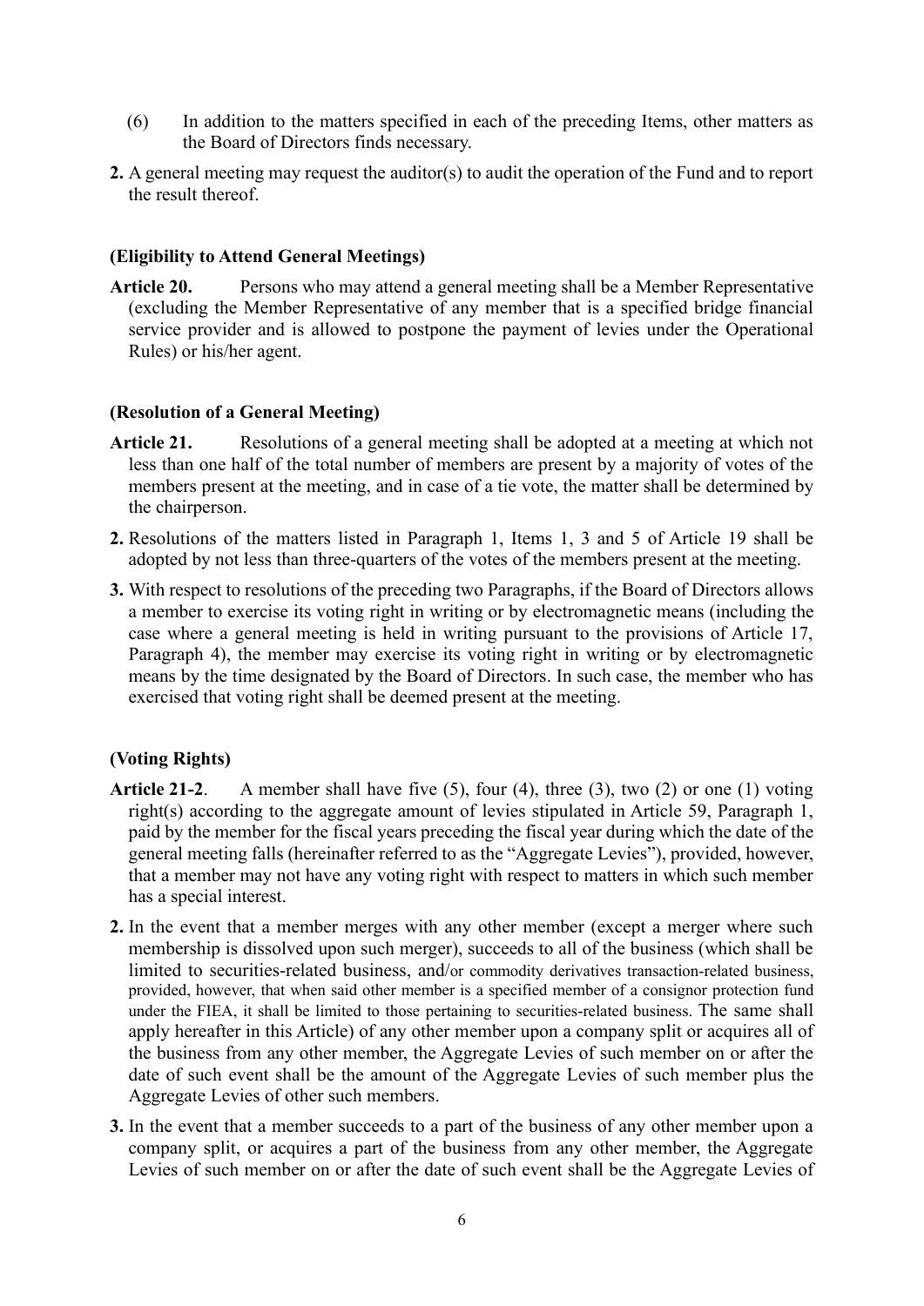(6) In addition to the matters specified in each of the preceding Items, other matters as the Board of Directors finds necessary.

**2.** A general meeting may request the auditor(s) to audit the operation of the Fund and to report the result thereof.

**(Eligibility to Attend General Meetings)**

**Article 20.** Persons who may attend a general meeting shall be a Member Representative (excluding the Member Representative of any member that is a specified bridge financial service provider and is allowed to postpone the payment of levies under the Operational Rules) or his/her agent.

**(Resolution of a General Meeting)**

**Article 21.** Resolutions of a general meeting shall be adopted at a meeting at which not less than one half of the total number of members are present by a majority of votes of the members present at the meeting, and in case of a tie vote, the matter shall be determined by the chairperson.

**2.** Resolutions of the matters listed in Paragraph 1, Items 1, 3 and 5 of Article 19 shall be adopted by not less than three-quarters of the votes of the members present at the meeting.

**3.** With respect to resolutions of the preceding two Paragraphs, if the Board of Directors allows a member to exercise its voting right in writing or by electromagnetic means (including the case where a general meeting is held in writing pursuant to the provisions of Article 17, Paragraph 4), the member may exercise its voting right in writing or by electromagnetic means by the time designated by the Board of Directors. In such case, the member who has exercised that voting right shall be deemed present at the meeting.

**(Voting Rights)**

**Article 21-2**. A member shall have five (5), four (4), three (3), two (2) or one (1) voting right(s) according to the aggregate amount of levies stipulated in Article 59, Paragraph 1, paid by the member for the fiscal years preceding the fiscal year during which the date of the general meeting falls (hereinafter referred to as the "Aggregate Levies"), provided, however, that a member may not have any voting right with respect to matters in which such member has a special interest.

**2.** In the event that a member merges with any other member (except a merger where such membership is dissolved upon such merger), succeeds to all of the business (which shall be limited to securities-related business, and/or commodity derivatives transaction-related business, provided, however, that when said other member is a specified member of a consignor protection fund under the FIEA, it shall be limited to those pertaining to securities-related business. The same shall apply hereafter in this Article) of any other member upon a company split or acquires all of the business from any other member, the Aggregate Levies of such member on or after the date of such event shall be the amount of the Aggregate Levies of such member plus the Aggregate Levies of other such members.

**3.** In the event that a member succeeds to a part of the business of any other member upon a company split, or acquires a part of the business from any other member, the Aggregate Levies of such member on or after the date of such event shall be the Aggregate Levies of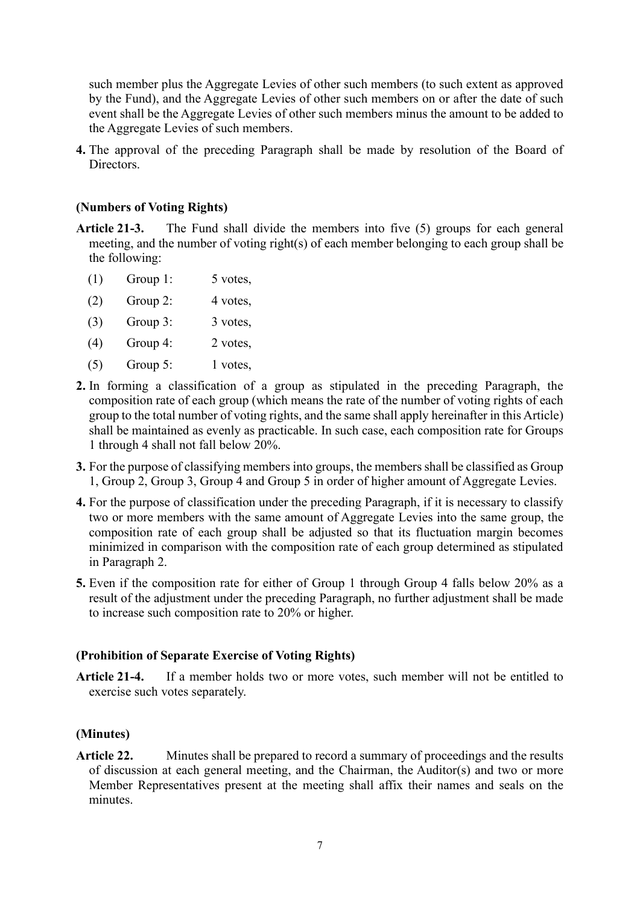such member plus the Aggregate Levies of other such members (to such extent as approved by the Fund), and the Aggregate Levies of other such members on or after the date of such event shall be the Aggregate Levies of other such members minus the amount to be added to the Aggregate Levies of such members.

**4.** The approval of the preceding Paragraph shall be made by resolution of the Board of Directors.

**(Numbers of Voting Rights)**

**Article 21-3.** The Fund shall divide the members into five (5) groups for each general meeting, and the number of voting right(s) of each member belonging to each group shall be the following:

(1) Group 1: 5 votes,

(2) Group 2: 4 votes,

(3) Group 3: 3 votes,

(4) Group 4: 2 votes,

(5) Group 5: 1 votes,

**2.** In forming a classification of a group as stipulated in the preceding Paragraph, the composition rate of each group (which means the rate of the number of voting rights of each group to the total number of voting rights, and the same shall apply hereinafter in this Article) shall be maintained as evenly as practicable. In such case, each composition rate for Groups 1 through 4 shall not fall below 20%.

**3.** For the purpose of classifying members into groups, the members shall be classified as Group 1, Group 2, Group 3, Group 4 and Group 5 in order of higher amount of Aggregate Levies.

**4.** For the purpose of classification under the preceding Paragraph, if it is necessary to classify two or more members with the same amount of Aggregate Levies into the same group, the composition rate of each group shall be adjusted so that its fluctuation margin becomes minimized in comparison with the composition rate of each group determined as stipulated in Paragraph 2.

**5.** Even if the composition rate for either of Group 1 through Group 4 falls below 20% as a result of the adjustment under the preceding Paragraph, no further adjustment shall be made to increase such composition rate to 20% or higher.

**(Prohibition of Separate Exercise of Voting Rights)**

**Article 21-4.** If a member holds two or more votes, such member will not be entitled to exercise such votes separately.

**(Minutes)**

**Article 22.** Minutes shall be prepared to record a summary of proceedings and the results of discussion at each general meeting, and the Chairman, the Auditor(s) and two or more Member Representatives present at the meeting shall affix their names and seals on the minutes.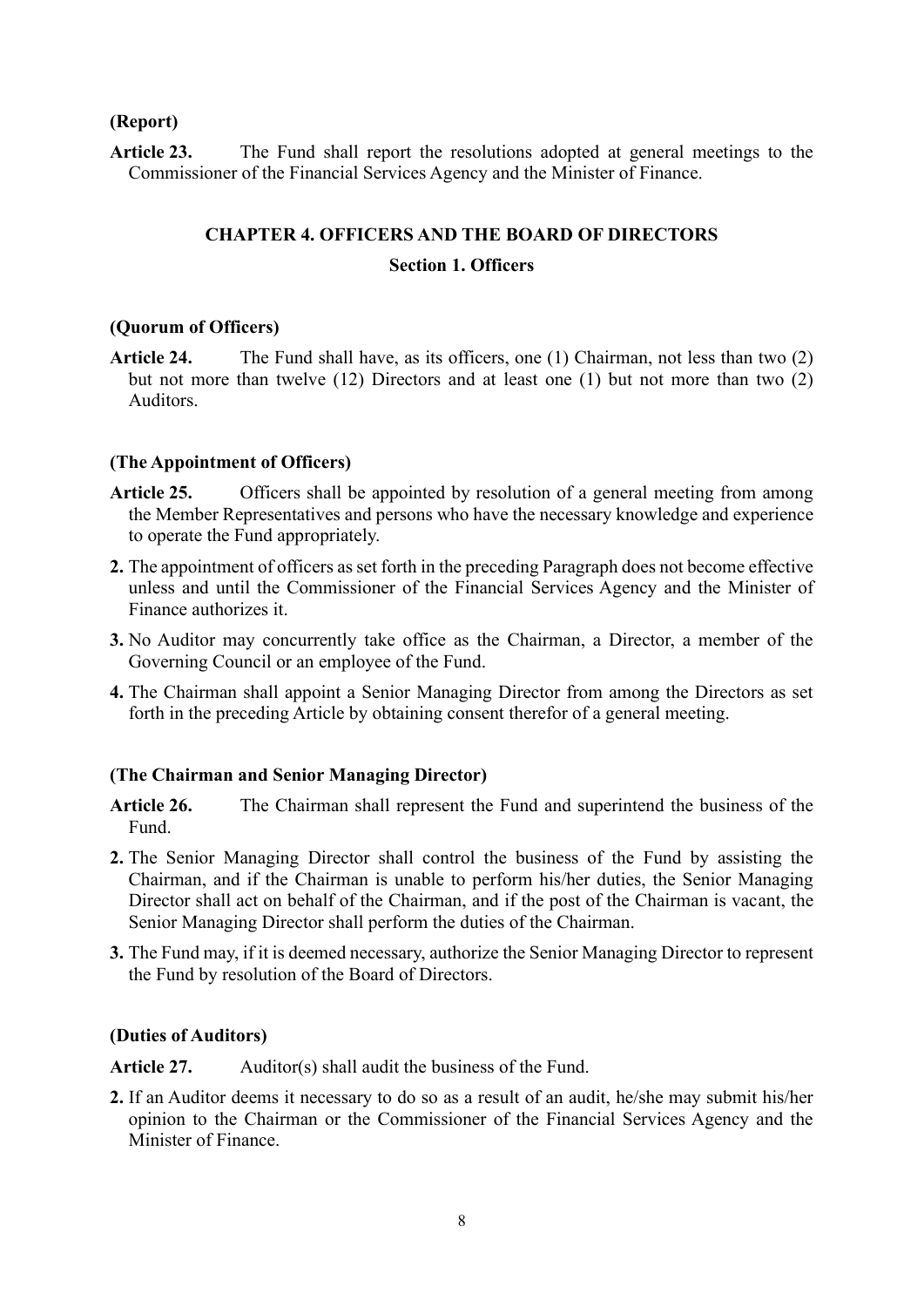**(Report)**

**Article 23.** The Fund shall report the resolutions adopted at general meetings to the Commissioner of the Financial Services Agency and the Minister of Finance.

## CHAPTER 4. OFFICERS AND THE BOARD OF DIRECTORS

### Section 1. Officers

**(Quorum of Officers)**

**Article 24.** The Fund shall have, as its officers, one (1) Chairman, not less than two (2) but not more than twelve (12) Directors and at least one (1) but not more than two (2) Auditors.

**(The Appointment of Officers)**

**Article 25.** Officers shall be appointed by resolution of a general meeting from among the Member Representatives and persons who have the necessary knowledge and experience to operate the Fund appropriately.

**2.** The appointment of officers as set forth in the preceding Paragraph does not become effective unless and until the Commissioner of the Financial Services Agency and the Minister of Finance authorizes it.

**3.** No Auditor may concurrently take office as the Chairman, a Director, a member of the Governing Council or an employee of the Fund.

**4.** The Chairman shall appoint a Senior Managing Director from among the Directors as set forth in the preceding Article by obtaining consent therefor of a general meeting.

**(The Chairman and Senior Managing Director)**

**Article 26.** The Chairman shall represent the Fund and superintend the business of the Fund.

**2.** The Senior Managing Director shall control the business of the Fund by assisting the Chairman, and if the Chairman is unable to perform his/her duties, the Senior Managing Director shall act on behalf of the Chairman, and if the post of the Chairman is vacant, the Senior Managing Director shall perform the duties of the Chairman.

**3.** The Fund may, if it is deemed necessary, authorize the Senior Managing Director to represent the Fund by resolution of the Board of Directors.

**(Duties of Auditors)**

**Article 27.** Auditor(s) shall audit the business of the Fund.

**2.** If an Auditor deems it necessary to do so as a result of an audit, he/she may submit his/her opinion to the Chairman or the Commissioner of the Financial Services Agency and the Minister of Finance.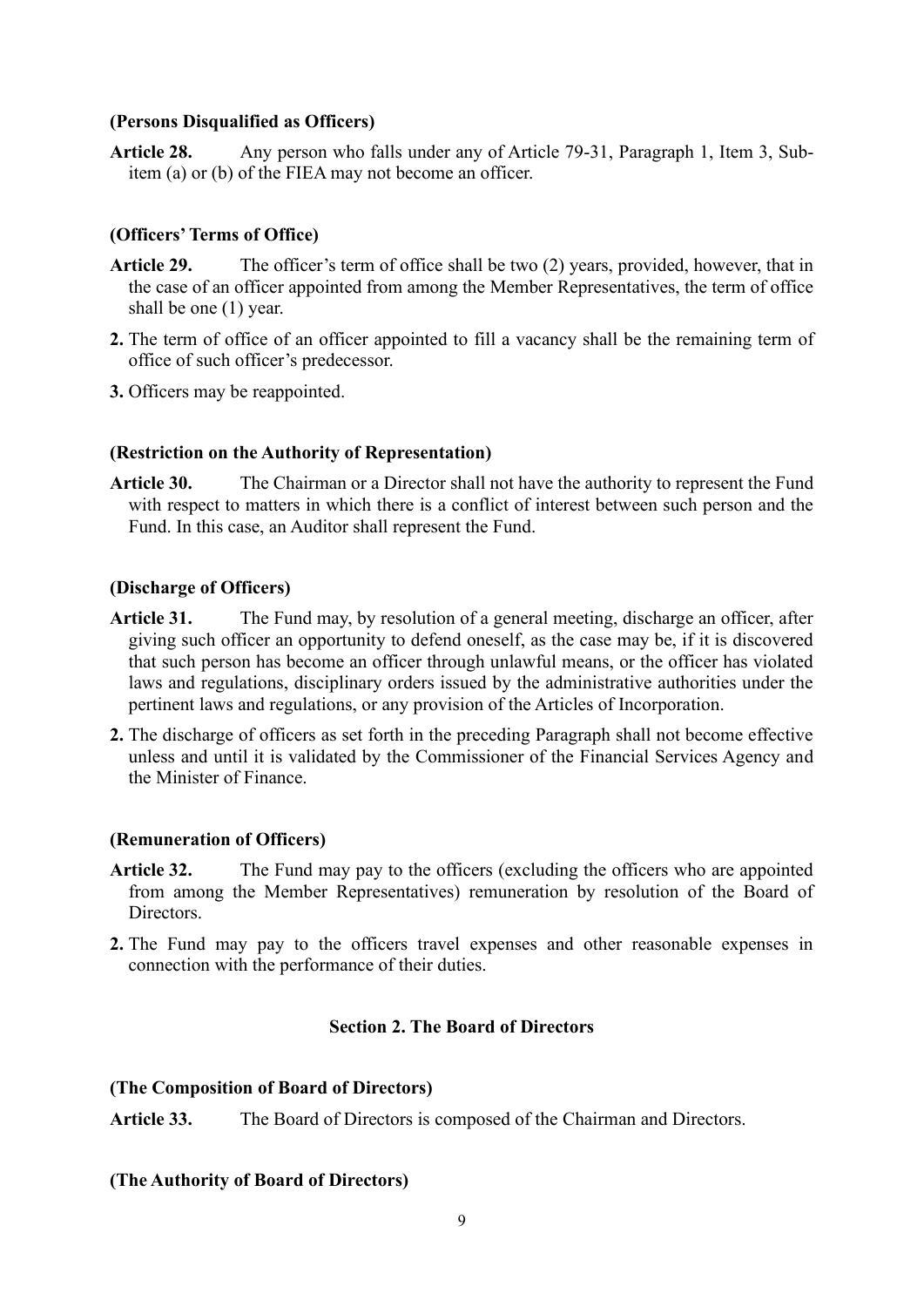**(Persons Disqualified as Officers)**

**Article 28.** Any person who falls under any of Article 79-31, Paragraph 1, Item 3, Sub-item (a) or (b) of the FIEA may not become an officer.

**(Officers' Terms of Office)**

**Article 29.** The officer's term of office shall be two (2) years, provided, however, that in the case of an officer appointed from among the Member Representatives, the term of office shall be one (1) year.

**2.** The term of office of an officer appointed to fill a vacancy shall be the remaining term of office of such officer's predecessor.

**3.** Officers may be reappointed.

**(Restriction on the Authority of Representation)**

**Article 30.** The Chairman or a Director shall not have the authority to represent the Fund with respect to matters in which there is a conflict of interest between such person and the Fund. In this case, an Auditor shall represent the Fund.

**(Discharge of Officers)**

**Article 31.** The Fund may, by resolution of a general meeting, discharge an officer, after giving such officer an opportunity to defend oneself, as the case may be, if it is discovered that such person has become an officer through unlawful means, or the officer has violated laws and regulations, disciplinary orders issued by the administrative authorities under the pertinent laws and regulations, or any provision of the Articles of Incorporation.

**2.** The discharge of officers as set forth in the preceding Paragraph shall not become effective unless and until it is validated by the Commissioner of the Financial Services Agency and the Minister of Finance.

**(Remuneration of Officers)**

**Article 32.** The Fund may pay to the officers (excluding the officers who are appointed from among the Member Representatives) remuneration by resolution of the Board of Directors.

**2.** The Fund may pay to the officers travel expenses and other reasonable expenses in connection with the performance of their duties.

## Section 2. The Board of Directors

**(The Composition of Board of Directors)**

**Article 33.** The Board of Directors is composed of the Chairman and Directors.

**(The Authority of Board of Directors)**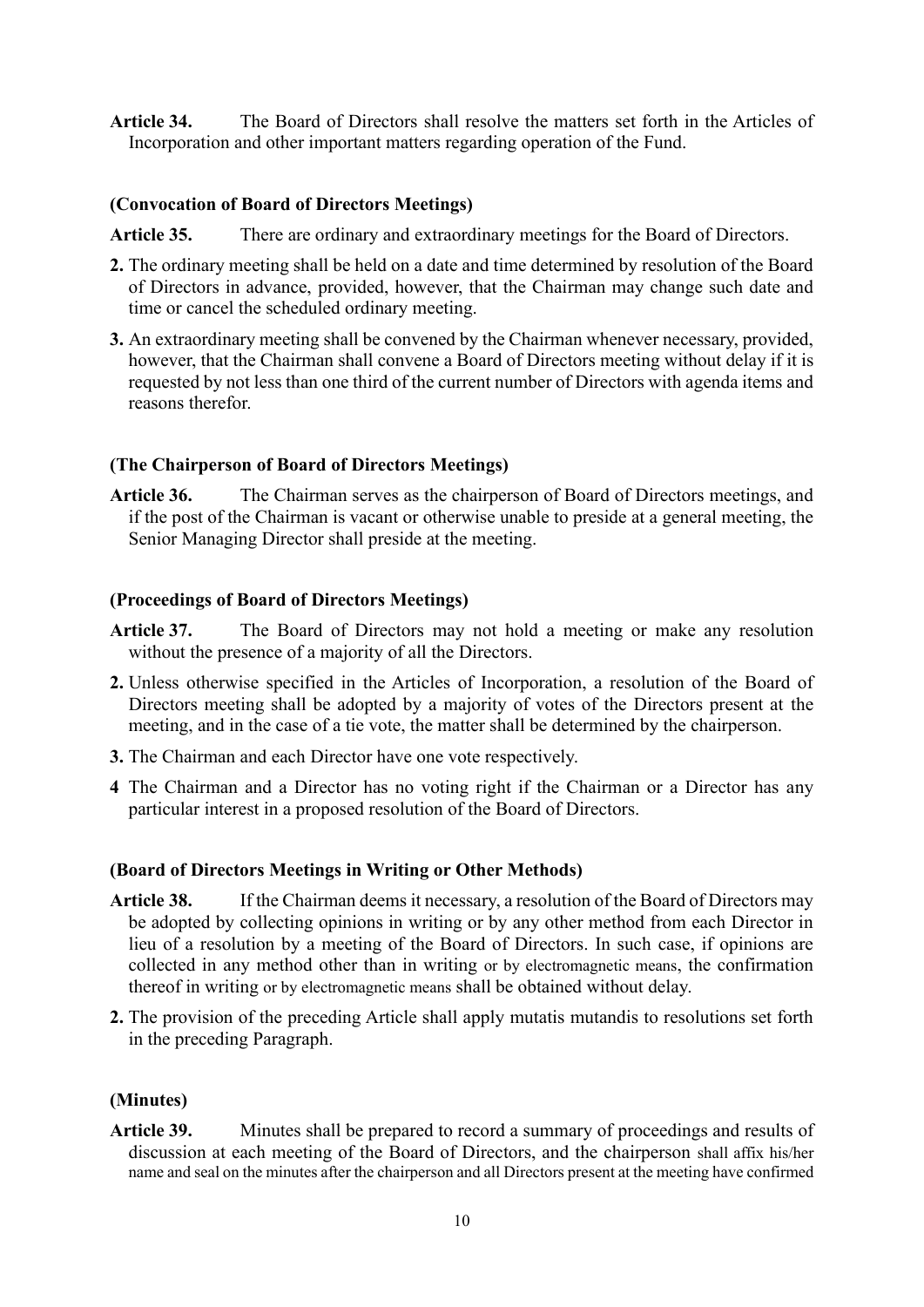**Article 34.** The Board of Directors shall resolve the matters set forth in the Articles of Incorporation and other important matters regarding operation of the Fund.

**(Convocation of Board of Directors Meetings)**

**Article 35.** There are ordinary and extraordinary meetings for the Board of Directors.

**2.** The ordinary meeting shall be held on a date and time determined by resolution of the Board of Directors in advance, provided, however, that the Chairman may change such date and time or cancel the scheduled ordinary meeting.

**3.** An extraordinary meeting shall be convened by the Chairman whenever necessary, provided, however, that the Chairman shall convene a Board of Directors meeting without delay if it is requested by not less than one third of the current number of Directors with agenda items and reasons therefor.

**(The Chairperson of Board of Directors Meetings)**

**Article 36.** The Chairman serves as the chairperson of Board of Directors meetings, and if the post of the Chairman is vacant or otherwise unable to preside at a general meeting, the Senior Managing Director shall preside at the meeting.

**(Proceedings of Board of Directors Meetings)**

**Article 37.** The Board of Directors may not hold a meeting or make any resolution without the presence of a majority of all the Directors.

**2.** Unless otherwise specified in the Articles of Incorporation, a resolution of the Board of Directors meeting shall be adopted by a majority of votes of the Directors present at the meeting, and in the case of a tie vote, the matter shall be determined by the chairperson.

**3.** The Chairman and each Director have one vote respectively.

**4** The Chairman and a Director has no voting right if the Chairman or a Director has any particular interest in a proposed resolution of the Board of Directors.

**(Board of Directors Meetings in Writing or Other Methods)**

**Article 38.** If the Chairman deems it necessary, a resolution of the Board of Directors may be adopted by collecting opinions in writing or by any other method from each Director in lieu of a resolution by a meeting of the Board of Directors. In such case, if opinions are collected in any method other than in writing or by electromagnetic means, the confirmation thereof in writing or by electromagnetic means shall be obtained without delay.

**2.** The provision of the preceding Article shall apply mutatis mutandis to resolutions set forth in the preceding Paragraph.

**(Minutes)**

**Article 39.** Minutes shall be prepared to record a summary of proceedings and results of discussion at each meeting of the Board of Directors, and the chairperson shall affix his/her name and seal on the minutes after the chairperson and all Directors present at the meeting have confirmed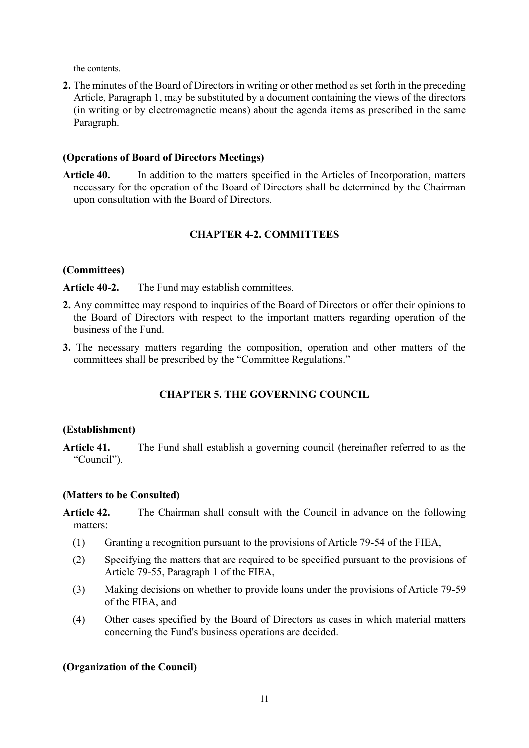the contents.

**2.** The minutes of the Board of Directors in writing or other method as set forth in the preceding Article, Paragraph 1, may be substituted by a document containing the views of the directors (in writing or by electromagnetic means) about the agenda items as prescribed in the same Paragraph.

**(Operations of Board of Directors Meetings)**

**Article 40.** In addition to the matters specified in the Articles of Incorporation, matters necessary for the operation of the Board of Directors shall be determined by the Chairman upon consultation with the Board of Directors.

## CHAPTER 4-2. COMMITTEES

**(Committees)**

**Article 40-2.** The Fund may establish committees.

**2.** Any committee may respond to inquiries of the Board of Directors or offer their opinions to the Board of Directors with respect to the important matters regarding operation of the business of the Fund.

**3.** The necessary matters regarding the composition, operation and other matters of the committees shall be prescribed by the "Committee Regulations."

## CHAPTER 5. THE GOVERNING COUNCIL

**(Establishment)**

**Article 41.** The Fund shall establish a governing council (hereinafter referred to as the "Council").

**(Matters to be Consulted)**

**Article 42.** The Chairman shall consult with the Council in advance on the following matters:

(1) Granting a recognition pursuant to the provisions of Article 79-54 of the FIEA,

(2) Specifying the matters that are required to be specified pursuant to the provisions of Article 79-55, Paragraph 1 of the FIEA,

(3) Making decisions on whether to provide loans under the provisions of Article 79-59 of the FIEA, and

(4) Other cases specified by the Board of Directors as cases in which material matters concerning the Fund's business operations are decided.

**(Organization of the Council)**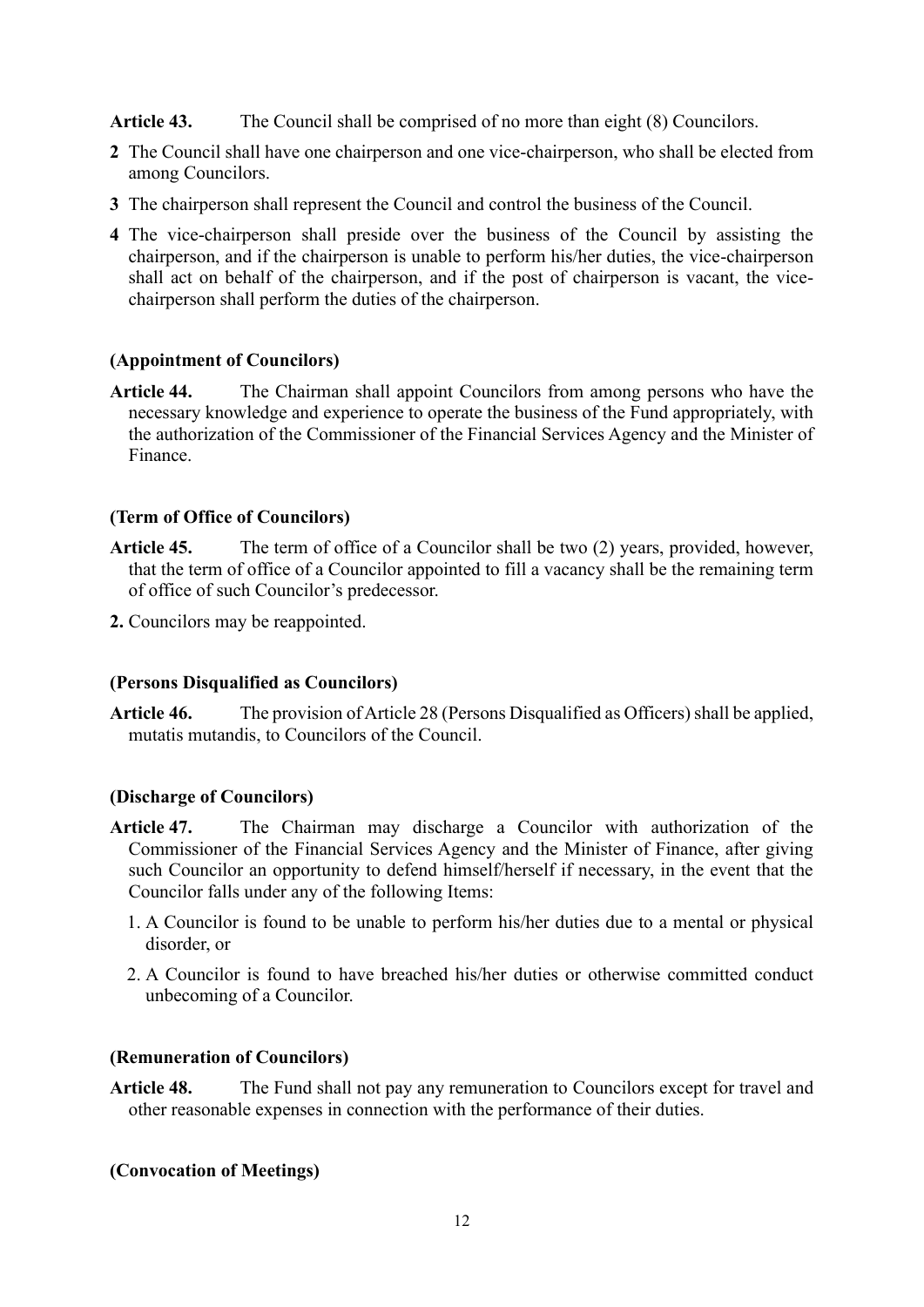**Article 43.** The Council shall be comprised of no more than eight (8) Councilors.

**2** The Council shall have one chairperson and one vice-chairperson, who shall be elected from among Councilors.

**3** The chairperson shall represent the Council and control the business of the Council.

**4** The vice-chairperson shall preside over the business of the Council by assisting the chairperson, and if the chairperson is unable to perform his/her duties, the vice-chairperson shall act on behalf of the chairperson, and if the post of chairperson is vacant, the vice-chairperson shall perform the duties of the chairperson.

**(Appointment of Councilors)**

**Article 44.** The Chairman shall appoint Councilors from among persons who have the necessary knowledge and experience to operate the business of the Fund appropriately, with the authorization of the Commissioner of the Financial Services Agency and the Minister of Finance.

**(Term of Office of Councilors)**

**Article 45.** The term of office of a Councilor shall be two (2) years, provided, however, that the term of office of a Councilor appointed to fill a vacancy shall be the remaining term of office of such Councilor's predecessor.

**2.** Councilors may be reappointed.

**(Persons Disqualified as Councilors)**

**Article 46.** The provision of Article 28 (Persons Disqualified as Officers) shall be applied, mutatis mutandis, to Councilors of the Council.

**(Discharge of Councilors)**

**Article 47.** The Chairman may discharge a Councilor with authorization of the Commissioner of the Financial Services Agency and the Minister of Finance, after giving such Councilor an opportunity to defend himself/herself if necessary, in the event that the Councilor falls under any of the following Items:

1. A Councilor is found to be unable to perform his/her duties due to a mental or physical disorder, or
2. A Councilor is found to have breached his/her duties or otherwise committed conduct unbecoming of a Councilor.

**(Remuneration of Councilors)**

**Article 48.** The Fund shall not pay any remuneration to Councilors except for travel and other reasonable expenses in connection with the performance of their duties.

**(Convocation of Meetings)**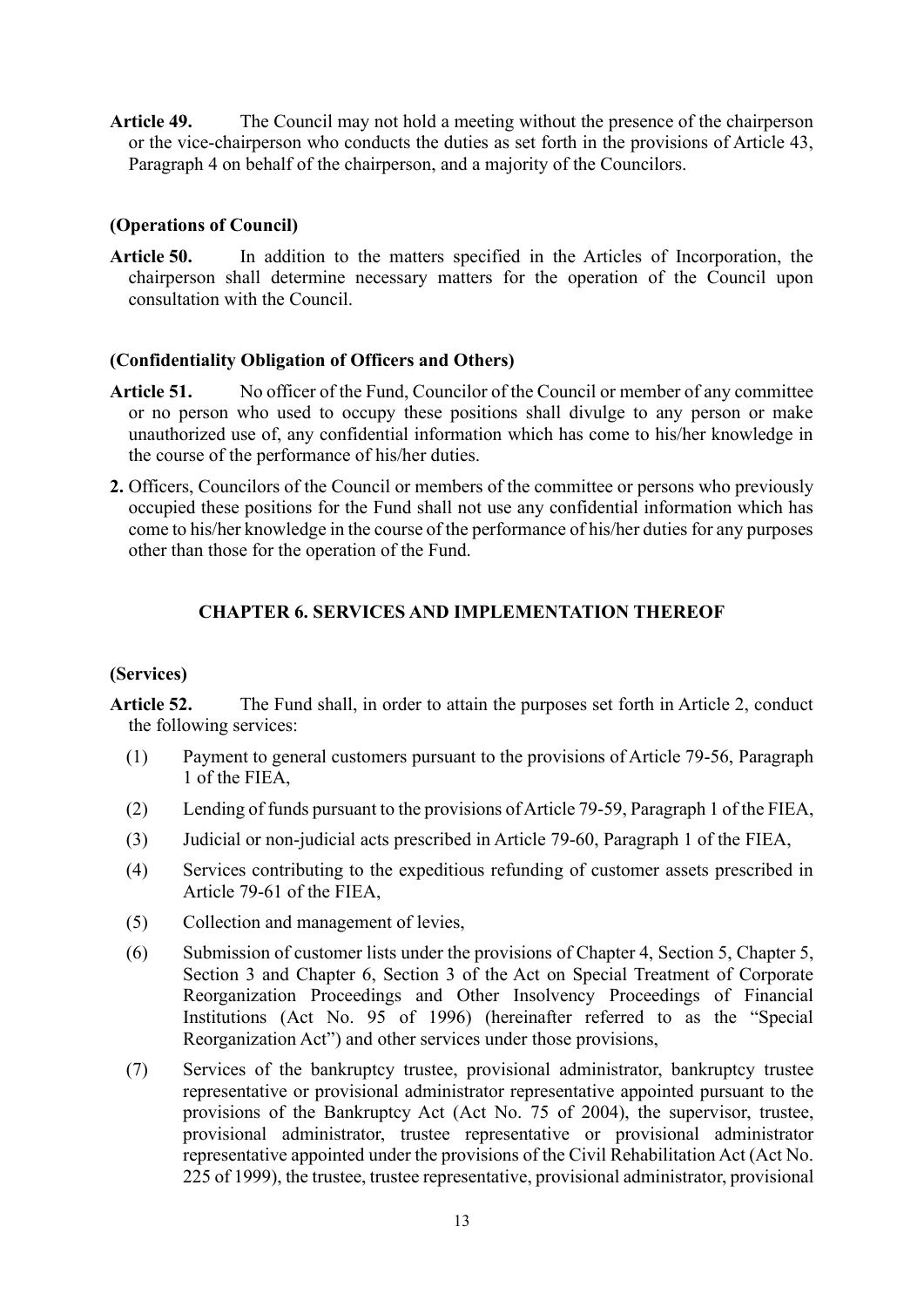**Article 49.** The Council may not hold a meeting without the presence of the chairperson or the vice-chairperson who conducts the duties as set forth in the provisions of Article 43, Paragraph 4 on behalf of the chairperson, and a majority of the Councilors.

**(Operations of Council)**

**Article 50.** In addition to the matters specified in the Articles of Incorporation, the chairperson shall determine necessary matters for the operation of the Council upon consultation with the Council.

**(Confidentiality Obligation of Officers and Others)**

**Article 51.** No officer of the Fund, Councilor of the Council or member of any committee or no person who used to occupy these positions shall divulge to any person or make unauthorized use of, any confidential information which has come to his/her knowledge in the course of the performance of his/her duties.

**2.** Officers, Councilors of the Council or members of the committee or persons who previously occupied these positions for the Fund shall not use any confidential information which has come to his/her knowledge in the course of the performance of his/her duties for any purposes other than those for the operation of the Fund.

## CHAPTER 6. SERVICES AND IMPLEMENTATION THEREOF

**(Services)**

**Article 52.** The Fund shall, in order to attain the purposes set forth in Article 2, conduct the following services:

(1) Payment to general customers pursuant to the provisions of Article 79-56, Paragraph 1 of the FIEA,

(2) Lending of funds pursuant to the provisions of Article 79-59, Paragraph 1 of the FIEA,

(3) Judicial or non-judicial acts prescribed in Article 79-60, Paragraph 1 of the FIEA,

(4) Services contributing to the expeditious refunding of customer assets prescribed in Article 79-61 of the FIEA,

(5) Collection and management of levies,

(6) Submission of customer lists under the provisions of Chapter 4, Section 5, Chapter 5, Section 3 and Chapter 6, Section 3 of the Act on Special Treatment of Corporate Reorganization Proceedings and Other Insolvency Proceedings of Financial Institutions (Act No. 95 of 1996) (hereinafter referred to as the "Special Reorganization Act") and other services under those provisions,

(7) Services of the bankruptcy trustee, provisional administrator, bankruptcy trustee representative or provisional administrator representative appointed pursuant to the provisions of the Bankruptcy Act (Act No. 75 of 2004), the supervisor, trustee, provisional administrator, trustee representative or provisional administrator representative appointed under the provisions of the Civil Rehabilitation Act (Act No. 225 of 1999), the trustee, trustee representative, provisional administrator, provisional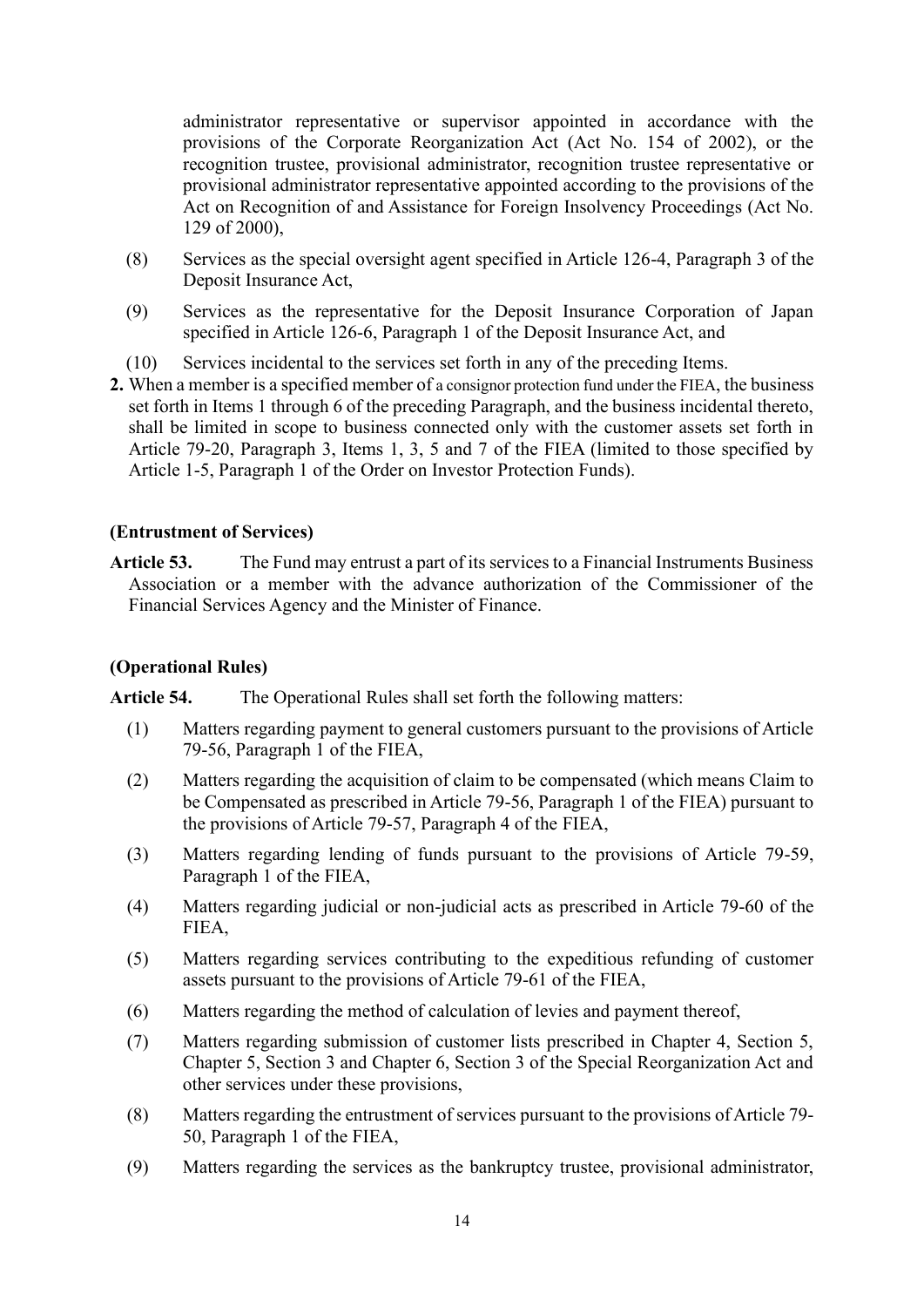administrator representative or supervisor appointed in accordance with the provisions of the Corporate Reorganization Act (Act No. 154 of 2002), or the recognition trustee, provisional administrator, recognition trustee representative or provisional administrator representative appointed according to the provisions of the Act on Recognition of and Assistance for Foreign Insolvency Proceedings (Act No. 129 of 2000),

(8) Services as the special oversight agent specified in Article 126-4, Paragraph 3 of the Deposit Insurance Act,

(9) Services as the representative for the Deposit Insurance Corporation of Japan specified in Article 126-6, Paragraph 1 of the Deposit Insurance Act, and

(10) Services incidental to the services set forth in any of the preceding Items.

**2.** When a member is a specified member of a consignor protection fund under the FIEA, the business set forth in Items 1 through 6 of the preceding Paragraph, and the business incidental thereto, shall be limited in scope to business connected only with the customer assets set forth in Article 79-20, Paragraph 3, Items 1, 3, 5 and 7 of the FIEA (limited to those specified by Article 1-5, Paragraph 1 of the Order on Investor Protection Funds).

**(Entrustment of Services)**

**Article 53.** The Fund may entrust a part of its services to a Financial Instruments Business Association or a member with the advance authorization of the Commissioner of the Financial Services Agency and the Minister of Finance.

**(Operational Rules)**

**Article 54.** The Operational Rules shall set forth the following matters:

(1) Matters regarding payment to general customers pursuant to the provisions of Article 79-56, Paragraph 1 of the FIEA,

(2) Matters regarding the acquisition of claim to be compensated (which means Claim to be Compensated as prescribed in Article 79-56, Paragraph 1 of the FIEA) pursuant to the provisions of Article 79-57, Paragraph 4 of the FIEA,

(3) Matters regarding lending of funds pursuant to the provisions of Article 79-59, Paragraph 1 of the FIEA,

(4) Matters regarding judicial or non-judicial acts as prescribed in Article 79-60 of the FIEA,

(5) Matters regarding services contributing to the expeditious refunding of customer assets pursuant to the provisions of Article 79-61 of the FIEA,

(6) Matters regarding the method of calculation of levies and payment thereof,

(7) Matters regarding submission of customer lists prescribed in Chapter 4, Section 5, Chapter 5, Section 3 and Chapter 6, Section 3 of the Special Reorganization Act and other services under these provisions,

(8) Matters regarding the entrustment of services pursuant to the provisions of Article 79-50, Paragraph 1 of the FIEA,

(9) Matters regarding the services as the bankruptcy trustee, provisional administrator,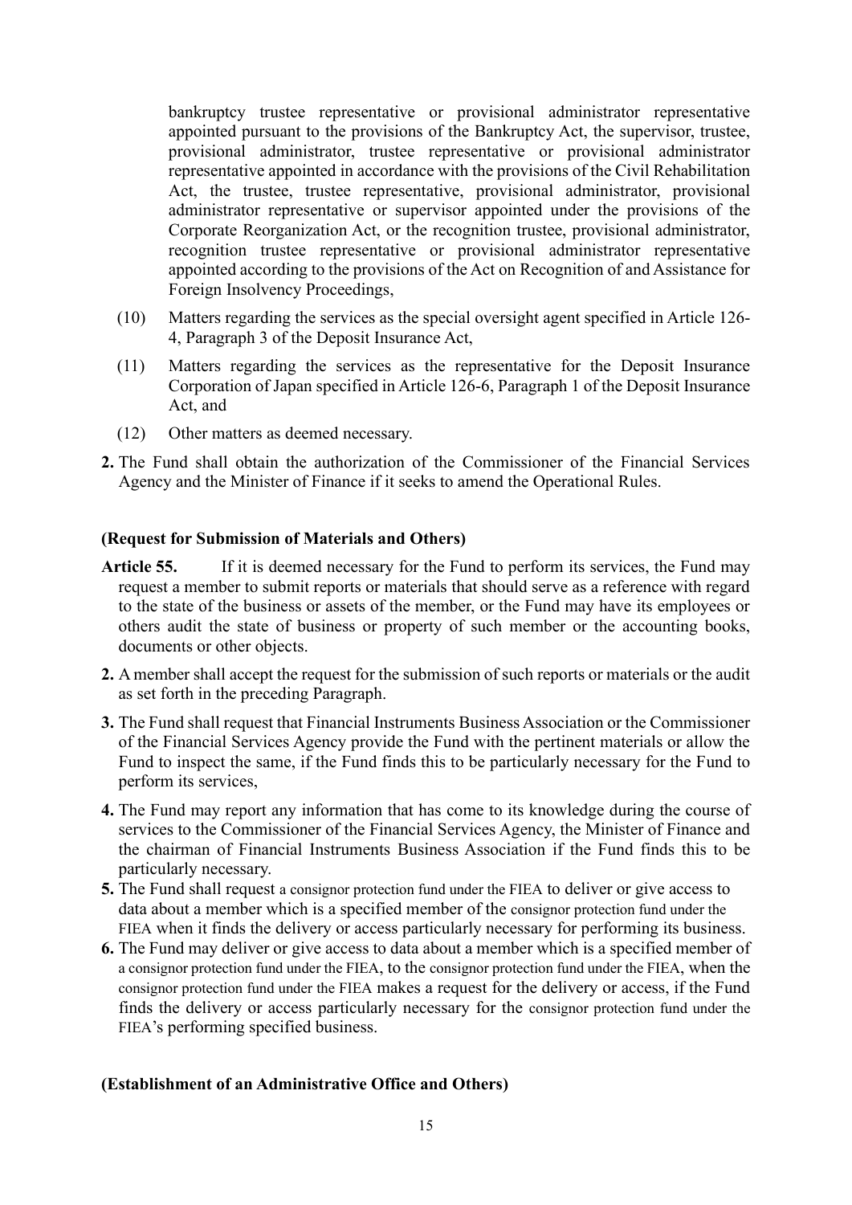bankruptcy trustee representative or provisional administrator representative appointed pursuant to the provisions of the Bankruptcy Act, the supervisor, trustee, provisional administrator, trustee representative or provisional administrator representative appointed in accordance with the provisions of the Civil Rehabilitation Act, the trustee, trustee representative, provisional administrator, provisional administrator representative or supervisor appointed under the provisions of the Corporate Reorganization Act, or the recognition trustee, provisional administrator, recognition trustee representative or provisional administrator representative appointed according to the provisions of the Act on Recognition of and Assistance for Foreign Insolvency Proceedings,

(10) Matters regarding the services as the special oversight agent specified in Article 126-4, Paragraph 3 of the Deposit Insurance Act,

(11) Matters regarding the services as the representative for the Deposit Insurance Corporation of Japan specified in Article 126-6, Paragraph 1 of the Deposit Insurance Act, and

(12) Other matters as deemed necessary.

**2.** The Fund shall obtain the authorization of the Commissioner of the Financial Services Agency and the Minister of Finance if it seeks to amend the Operational Rules.

**(Request for Submission of Materials and Others)**

**Article 55.** If it is deemed necessary for the Fund to perform its services, the Fund may request a member to submit reports or materials that should serve as a reference with regard to the state of the business or assets of the member, or the Fund may have its employees or others audit the state of business or property of such member or the accounting books, documents or other objects.

**2.** A member shall accept the request for the submission of such reports or materials or the audit as set forth in the preceding Paragraph.

**3.** The Fund shall request that Financial Instruments Business Association or the Commissioner of the Financial Services Agency provide the Fund with the pertinent materials or allow the Fund to inspect the same, if the Fund finds this to be particularly necessary for the Fund to perform its services,

**4.** The Fund may report any information that has come to its knowledge during the course of services to the Commissioner of the Financial Services Agency, the Minister of Finance and the chairman of Financial Instruments Business Association if the Fund finds this to be particularly necessary.

**5.** The Fund shall request a consignor protection fund under the FIEA to deliver or give access to data about a member which is a specified member of the consignor protection fund under the FIEA when it finds the delivery or access particularly necessary for performing its business.

**6.** The Fund may deliver or give access to data about a member which is a specified member of a consignor protection fund under the FIEA, to the consignor protection fund under the FIEA, when the consignor protection fund under the FIEA makes a request for the delivery or access, if the Fund finds the delivery or access particularly necessary for the consignor protection fund under the FIEA's performing specified business.

**(Establishment of an Administrative Office and Others)**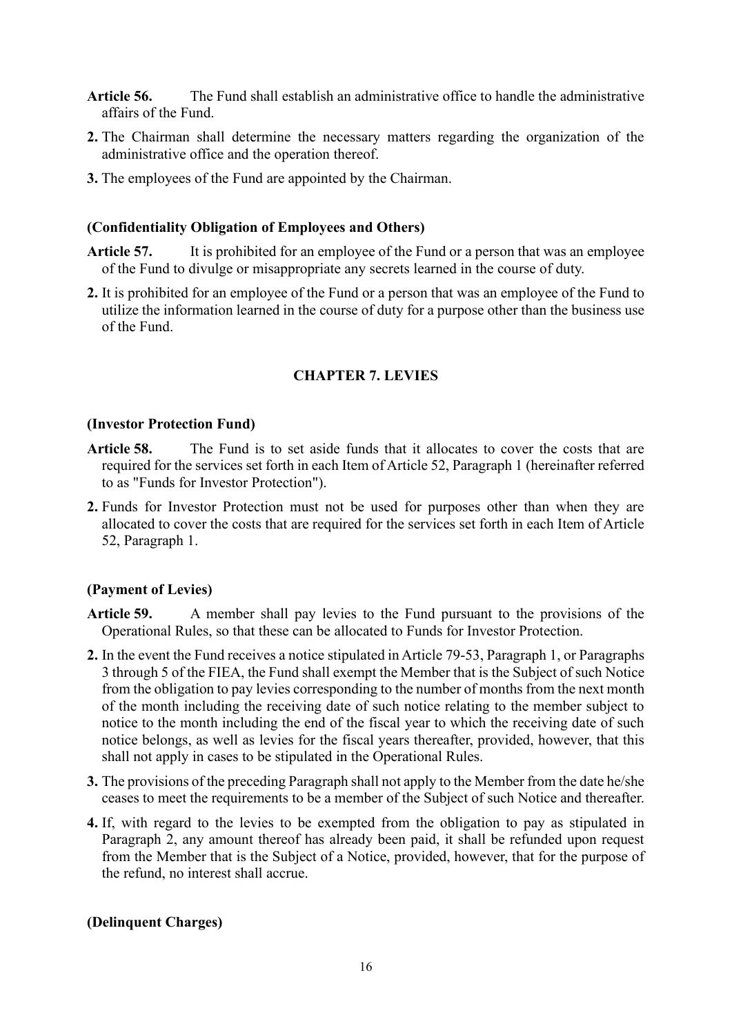**Article 56.** The Fund shall establish an administrative office to handle the administrative affairs of the Fund.

**2.** The Chairman shall determine the necessary matters regarding the organization of the administrative office and the operation thereof.

**3.** The employees of the Fund are appointed by the Chairman.

**(Confidentiality Obligation of Employees and Others)**

**Article 57.** It is prohibited for an employee of the Fund or a person that was an employee of the Fund to divulge or misappropriate any secrets learned in the course of duty.

**2.** It is prohibited for an employee of the Fund or a person that was an employee of the Fund to utilize the information learned in the course of duty for a purpose other than the business use of the Fund.

## CHAPTER 7. LEVIES

**(Investor Protection Fund)**

**Article 58.** The Fund is to set aside funds that it allocates to cover the costs that are required for the services set forth in each Item of Article 52, Paragraph 1 (hereinafter referred to as "Funds for Investor Protection").

**2.** Funds for Investor Protection must not be used for purposes other than when they are allocated to cover the costs that are required for the services set forth in each Item of Article 52, Paragraph 1.

**(Payment of Levies)**

**Article 59.** A member shall pay levies to the Fund pursuant to the provisions of the Operational Rules, so that these can be allocated to Funds for Investor Protection.

**2.** In the event the Fund receives a notice stipulated in Article 79-53, Paragraph 1, or Paragraphs 3 through 5 of the FIEA, the Fund shall exempt the Member that is the Subject of such Notice from the obligation to pay levies corresponding to the number of months from the next month of the month including the receiving date of such notice relating to the member subject to notice to the month including the end of the fiscal year to which the receiving date of such notice belongs, as well as levies for the fiscal years thereafter, provided, however, that this shall not apply in cases to be stipulated in the Operational Rules.

**3.** The provisions of the preceding Paragraph shall not apply to the Member from the date he/she ceases to meet the requirements to be a member of the Subject of such Notice and thereafter.

**4.** If, with regard to the levies to be exempted from the obligation to pay as stipulated in Paragraph 2, any amount thereof has already been paid, it shall be refunded upon request from the Member that is the Subject of a Notice, provided, however, that for the purpose of the refund, no interest shall accrue.

**(Delinquent Charges)**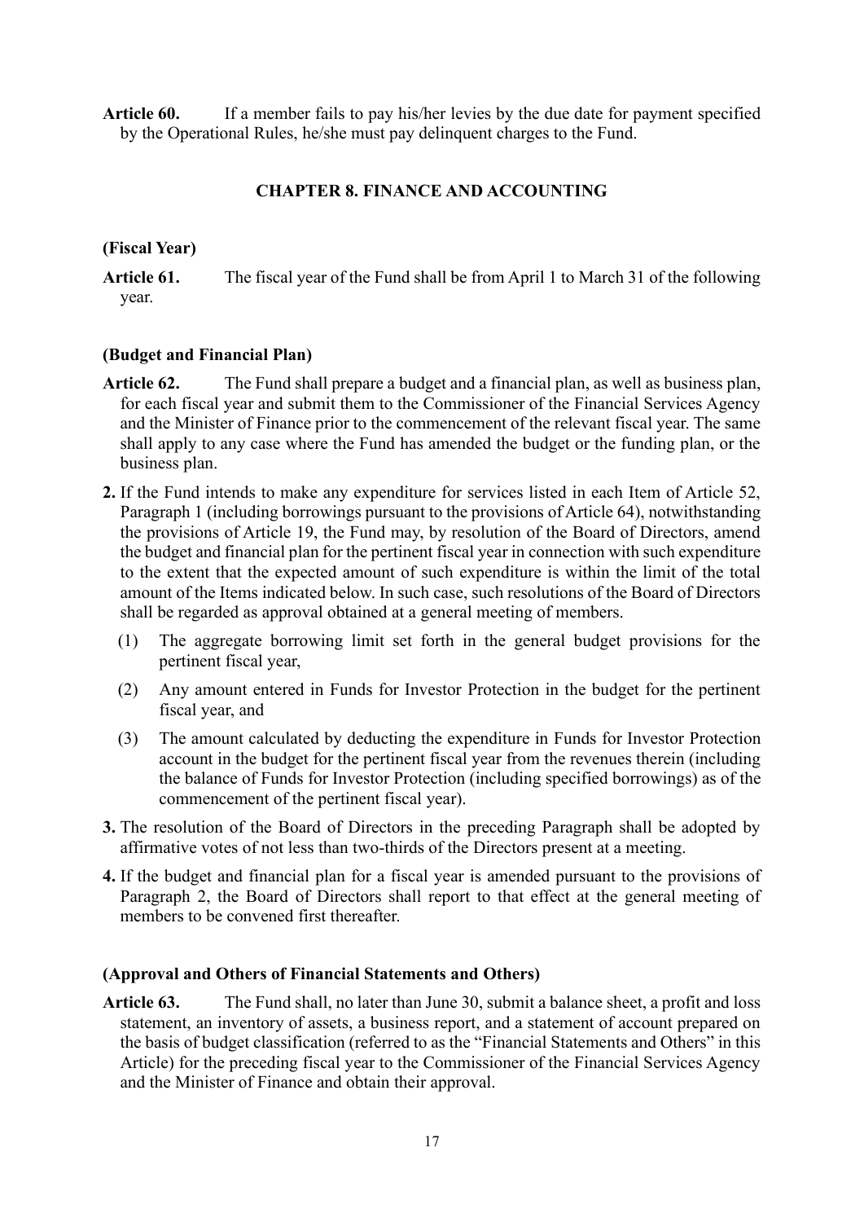**Article 60.** If a member fails to pay his/her levies by the due date for payment specified by the Operational Rules, he/she must pay delinquent charges to the Fund.

## CHAPTER 8. FINANCE AND ACCOUNTING

**(Fiscal Year)**

**Article 61.** The fiscal year of the Fund shall be from April 1 to March 31 of the following year.

**(Budget and Financial Plan)**

**Article 62.** The Fund shall prepare a budget and a financial plan, as well as business plan, for each fiscal year and submit them to the Commissioner of the Financial Services Agency and the Minister of Finance prior to the commencement of the relevant fiscal year. The same shall apply to any case where the Fund has amended the budget or the funding plan, or the business plan.

**2.** If the Fund intends to make any expenditure for services listed in each Item of Article 52, Paragraph 1 (including borrowings pursuant to the provisions of Article 64), notwithstanding the provisions of Article 19, the Fund may, by resolution of the Board of Directors, amend the budget and financial plan for the pertinent fiscal year in connection with such expenditure to the extent that the expected amount of such expenditure is within the limit of the total amount of the Items indicated below. In such case, such resolutions of the Board of Directors shall be regarded as approval obtained at a general meeting of members.

(1) The aggregate borrowing limit set forth in the general budget provisions for the pertinent fiscal year,

(2) Any amount entered in Funds for Investor Protection in the budget for the pertinent fiscal year, and

(3) The amount calculated by deducting the expenditure in Funds for Investor Protection account in the budget for the pertinent fiscal year from the revenues therein (including the balance of Funds for Investor Protection (including specified borrowings) as of the commencement of the pertinent fiscal year).

**3.** The resolution of the Board of Directors in the preceding Paragraph shall be adopted by affirmative votes of not less than two-thirds of the Directors present at a meeting.

**4.** If the budget and financial plan for a fiscal year is amended pursuant to the provisions of Paragraph 2, the Board of Directors shall report to that effect at the general meeting of members to be convened first thereafter.

**(Approval and Others of Financial Statements and Others)**

**Article 63.** The Fund shall, no later than June 30, submit a balance sheet, a profit and loss statement, an inventory of assets, a business report, and a statement of account prepared on the basis of budget classification (referred to as the "Financial Statements and Others" in this Article) for the preceding fiscal year to the Commissioner of the Financial Services Agency and the Minister of Finance and obtain their approval.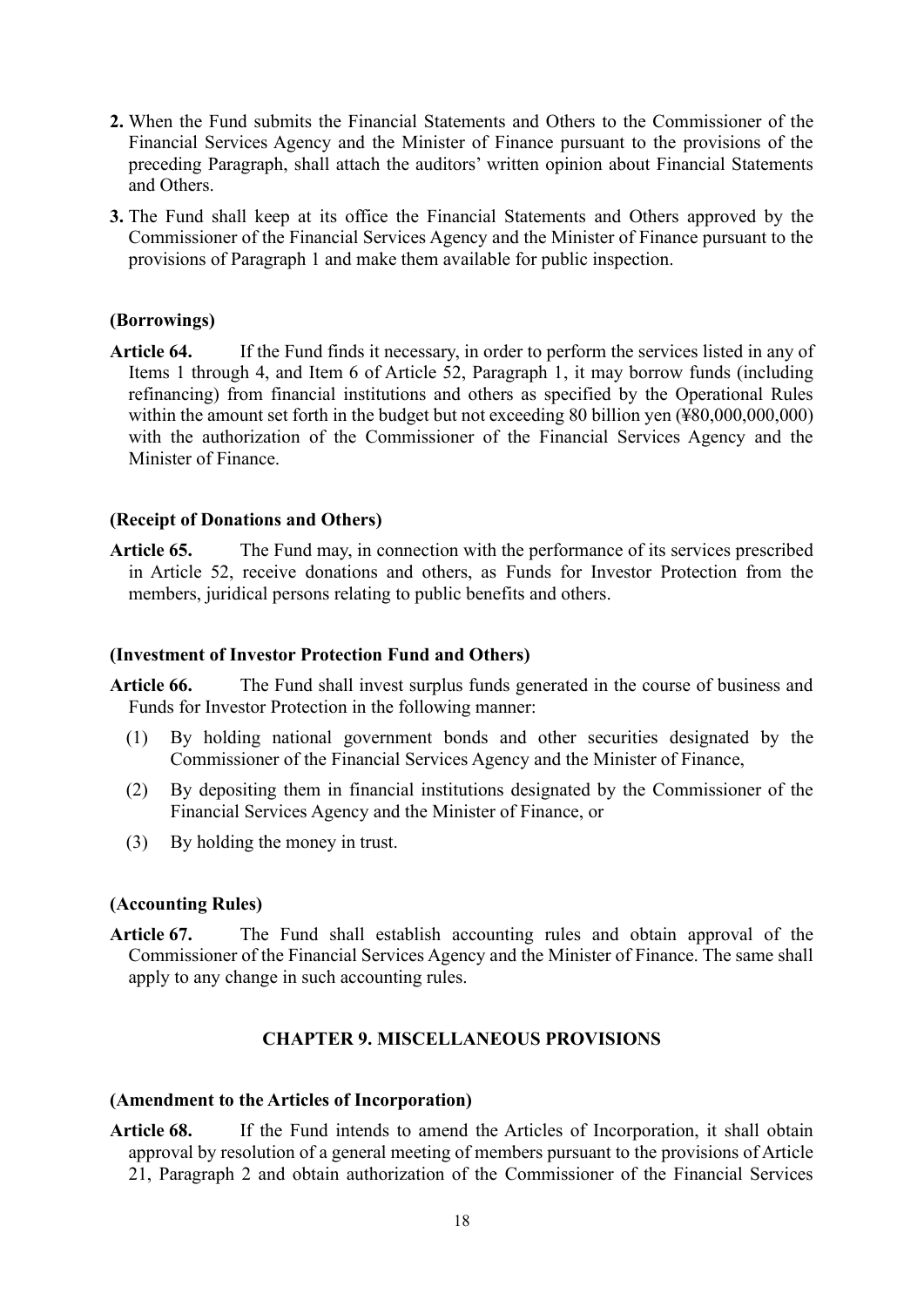**2.** When the Fund submits the Financial Statements and Others to the Commissioner of the Financial Services Agency and the Minister of Finance pursuant to the provisions of the preceding Paragraph, shall attach the auditors' written opinion about Financial Statements and Others.

**3.** The Fund shall keep at its office the Financial Statements and Others approved by the Commissioner of the Financial Services Agency and the Minister of Finance pursuant to the provisions of Paragraph 1 and make them available for public inspection.

**(Borrowings)**

**Article 64.** If the Fund finds it necessary, in order to perform the services listed in any of Items 1 through 4, and Item 6 of Article 52, Paragraph 1, it may borrow funds (including refinancing) from financial institutions and others as specified by the Operational Rules within the amount set forth in the budget but not exceeding 80 billion yen (¥80,000,000,000) with the authorization of the Commissioner of the Financial Services Agency and the Minister of Finance.

**(Receipt of Donations and Others)**

**Article 65.** The Fund may, in connection with the performance of its services prescribed in Article 52, receive donations and others, as Funds for Investor Protection from the members, juridical persons relating to public benefits and others.

**(Investment of Investor Protection Fund and Others)**

**Article 66.** The Fund shall invest surplus funds generated in the course of business and Funds for Investor Protection in the following manner:

(1) By holding national government bonds and other securities designated by the Commissioner of the Financial Services Agency and the Minister of Finance,

(2) By depositing them in financial institutions designated by the Commissioner of the Financial Services Agency and the Minister of Finance, or

(3) By holding the money in trust.

**(Accounting Rules)**

**Article 67.** The Fund shall establish accounting rules and obtain approval of the Commissioner of the Financial Services Agency and the Minister of Finance. The same shall apply to any change in such accounting rules.

## CHAPTER 9. MISCELLANEOUS PROVISIONS

**(Amendment to the Articles of Incorporation)**

**Article 68.** If the Fund intends to amend the Articles of Incorporation, it shall obtain approval by resolution of a general meeting of members pursuant to the provisions of Article 21, Paragraph 2 and obtain authorization of the Commissioner of the Financial Services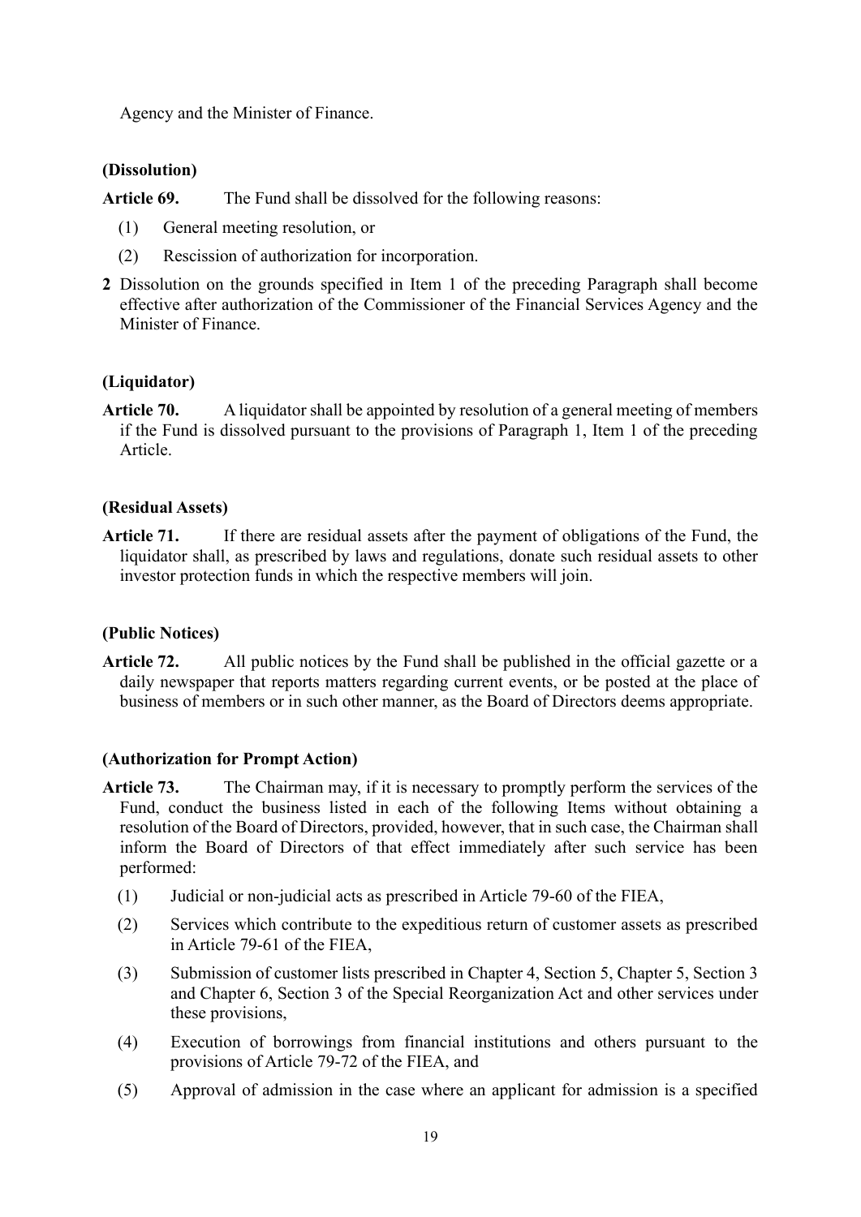Agency and the Minister of Finance.

**(Dissolution)**

**Article 69.** The Fund shall be dissolved for the following reasons:

(1) General meeting resolution, or

(2) Rescission of authorization for incorporation.

**2** Dissolution on the grounds specified in Item 1 of the preceding Paragraph shall become effective after authorization of the Commissioner of the Financial Services Agency and the Minister of Finance.

**(Liquidator)**

**Article 70.** A liquidator shall be appointed by resolution of a general meeting of members if the Fund is dissolved pursuant to the provisions of Paragraph 1, Item 1 of the preceding Article.

**(Residual Assets)**

**Article 71.** If there are residual assets after the payment of obligations of the Fund, the liquidator shall, as prescribed by laws and regulations, donate such residual assets to other investor protection funds in which the respective members will join.

**(Public Notices)**

**Article 72.** All public notices by the Fund shall be published in the official gazette or a daily newspaper that reports matters regarding current events, or be posted at the place of business of members or in such other manner, as the Board of Directors deems appropriate.

**(Authorization for Prompt Action)**

**Article 73.** The Chairman may, if it is necessary to promptly perform the services of the Fund, conduct the business listed in each of the following Items without obtaining a resolution of the Board of Directors, provided, however, that in such case, the Chairman shall inform the Board of Directors of that effect immediately after such service has been performed:

(1) Judicial or non-judicial acts as prescribed in Article 79-60 of the FIEA,

(2) Services which contribute to the expeditious return of customer assets as prescribed in Article 79-61 of the FIEA,

(3) Submission of customer lists prescribed in Chapter 4, Section 5, Chapter 5, Section 3 and Chapter 6, Section 3 of the Special Reorganization Act and other services under these provisions,

(4) Execution of borrowings from financial institutions and others pursuant to the provisions of Article 79-72 of the FIEA, and

(5) Approval of admission in the case where an applicant for admission is a specified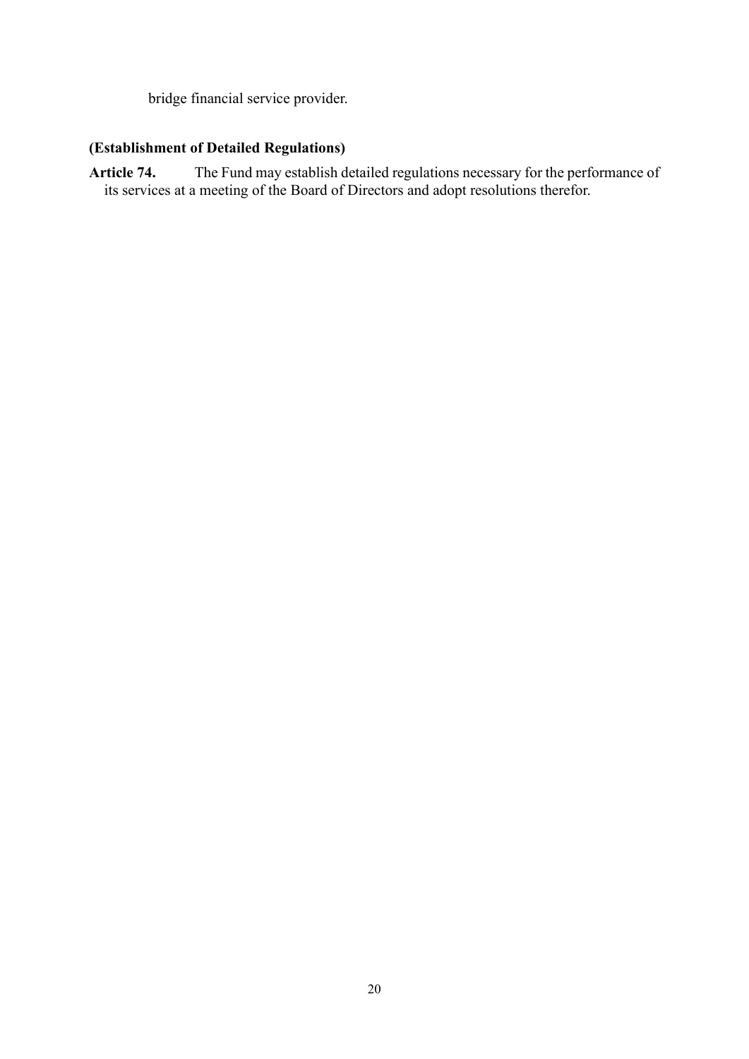bridge financial service provider.

**(Establishment of Detailed Regulations)**

**Article 74.** The Fund may establish detailed regulations necessary for the performance of its services at a meeting of the Board of Directors and adopt resolutions therefor.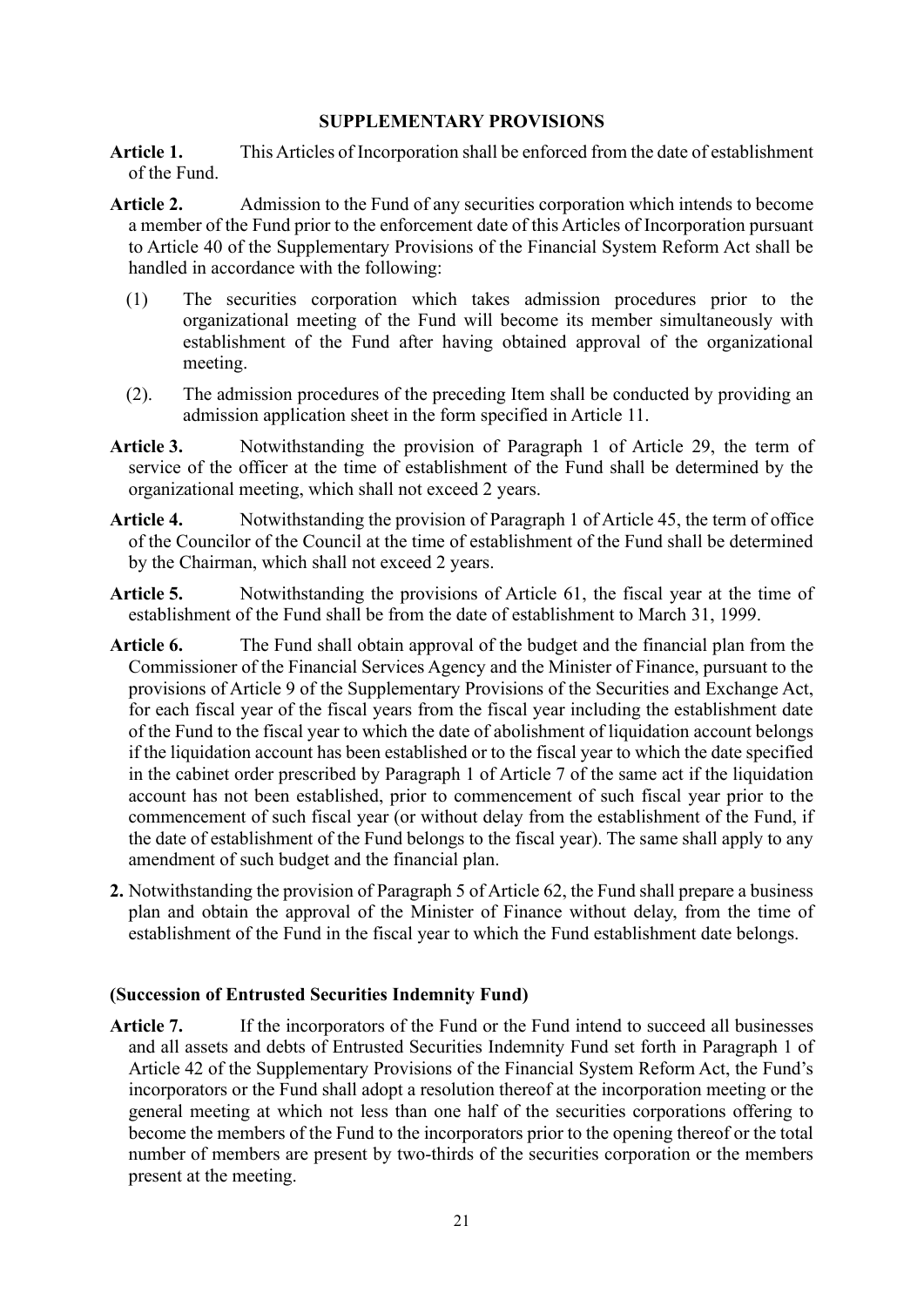## SUPPLEMENTARY PROVISIONS

**Article 1.** This Articles of Incorporation shall be enforced from the date of establishment of the Fund.

**Article 2.** Admission to the Fund of any securities corporation which intends to become a member of the Fund prior to the enforcement date of this Articles of Incorporation pursuant to Article 40 of the Supplementary Provisions of the Financial System Reform Act shall be handled in accordance with the following:

(1) The securities corporation which takes admission procedures prior to the organizational meeting of the Fund will become its member simultaneously with establishment of the Fund after having obtained approval of the organizational meeting.

(2). The admission procedures of the preceding Item shall be conducted by providing an admission application sheet in the form specified in Article 11.

**Article 3.** Notwithstanding the provision of Paragraph 1 of Article 29, the term of service of the officer at the time of establishment of the Fund shall be determined by the organizational meeting, which shall not exceed 2 years.

**Article 4.** Notwithstanding the provision of Paragraph 1 of Article 45, the term of office of the Councilor of the Council at the time of establishment of the Fund shall be determined by the Chairman, which shall not exceed 2 years.

**Article 5.** Notwithstanding the provisions of Article 61, the fiscal year at the time of establishment of the Fund shall be from the date of establishment to March 31, 1999.

**Article 6.** The Fund shall obtain approval of the budget and the financial plan from the Commissioner of the Financial Services Agency and the Minister of Finance, pursuant to the provisions of Article 9 of the Supplementary Provisions of the Securities and Exchange Act, for each fiscal year of the fiscal years from the fiscal year including the establishment date of the Fund to the fiscal year to which the date of abolishment of liquidation account belongs if the liquidation account has been established or to the fiscal year to which the date specified in the cabinet order prescribed by Paragraph 1 of Article 7 of the same act if the liquidation account has not been established, prior to commencement of such fiscal year prior to the commencement of such fiscal year (or without delay from the establishment of the Fund, if the date of establishment of the Fund belongs to the fiscal year). The same shall apply to any amendment of such budget and the financial plan.

**2.** Notwithstanding the provision of Paragraph 5 of Article 62, the Fund shall prepare a business plan and obtain the approval of the Minister of Finance without delay, from the time of establishment of the Fund in the fiscal year to which the Fund establishment date belongs.

**(Succession of Entrusted Securities Indemnity Fund)**

**Article 7.** If the incorporators of the Fund or the Fund intend to succeed all businesses and all assets and debts of Entrusted Securities Indemnity Fund set forth in Paragraph 1 of Article 42 of the Supplementary Provisions of the Financial System Reform Act, the Fund's incorporators or the Fund shall adopt a resolution thereof at the incorporation meeting or the general meeting at which not less than one half of the securities corporations offering to become the members of the Fund to the incorporators prior to the opening thereof or the total number of members are present by two-thirds of the securities corporation or the members present at the meeting.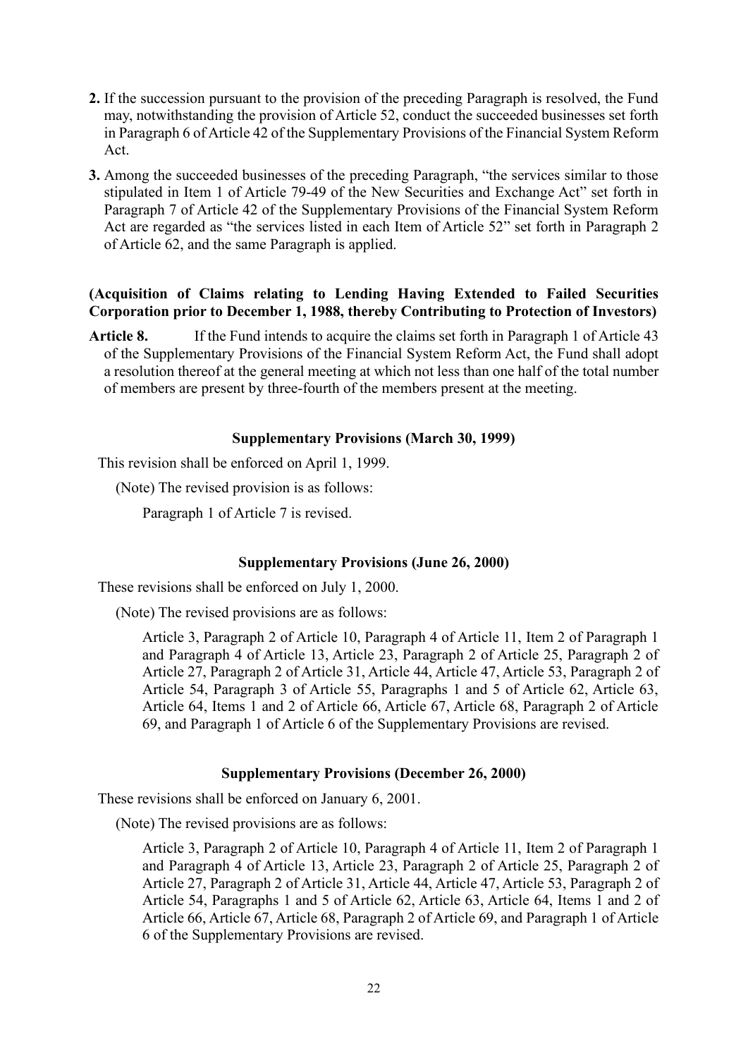**2.** If the succession pursuant to the provision of the preceding Paragraph is resolved, the Fund may, notwithstanding the provision of Article 52, conduct the succeeded businesses set forth in Paragraph 6 of Article 42 of the Supplementary Provisions of the Financial System Reform Act.

**3.** Among the succeeded businesses of the preceding Paragraph, "the services similar to those stipulated in Item 1 of Article 79-49 of the New Securities and Exchange Act" set forth in Paragraph 7 of Article 42 of the Supplementary Provisions of the Financial System Reform Act are regarded as "the services listed in each Item of Article 52" set forth in Paragraph 2 of Article 62, and the same Paragraph is applied.

**(Acquisition of Claims relating to Lending Having Extended to Failed Securities Corporation prior to December 1, 1988, thereby Contributing to Protection of Investors)**

**Article 8.** If the Fund intends to acquire the claims set forth in Paragraph 1 of Article 43 of the Supplementary Provisions of the Financial System Reform Act, the Fund shall adopt a resolution thereof at the general meeting at which not less than one half of the total number of members are present by three-fourth of the members present at the meeting.

### Supplementary Provisions (March 30, 1999)

This revision shall be enforced on April 1, 1999.

(Note) The revised provision is as follows:

Paragraph 1 of Article 7 is revised.

### Supplementary Provisions (June 26, 2000)

These revisions shall be enforced on July 1, 2000.

(Note) The revised provisions are as follows:

Article 3, Paragraph 2 of Article 10, Paragraph 4 of Article 11, Item 2 of Paragraph 1 and Paragraph 4 of Article 13, Article 23, Paragraph 2 of Article 25, Paragraph 2 of Article 27, Paragraph 2 of Article 31, Article 44, Article 47, Article 53, Paragraph 2 of Article 54, Paragraph 3 of Article 55, Paragraphs 1 and 5 of Article 62, Article 63, Article 64, Items 1 and 2 of Article 66, Article 67, Article 68, Paragraph 2 of Article 69, and Paragraph 1 of Article 6 of the Supplementary Provisions are revised.

### Supplementary Provisions (December 26, 2000)

These revisions shall be enforced on January 6, 2001.

(Note) The revised provisions are as follows:

Article 3, Paragraph 2 of Article 10, Paragraph 4 of Article 11, Item 2 of Paragraph 1 and Paragraph 4 of Article 13, Article 23, Paragraph 2 of Article 25, Paragraph 2 of Article 27, Paragraph 2 of Article 31, Article 44, Article 47, Article 53, Paragraph 2 of Article 54, Paragraphs 1 and 5 of Article 62, Article 63, Article 64, Items 1 and 2 of Article 66, Article 67, Article 68, Paragraph 2 of Article 69, and Paragraph 1 of Article 6 of the Supplementary Provisions are revised.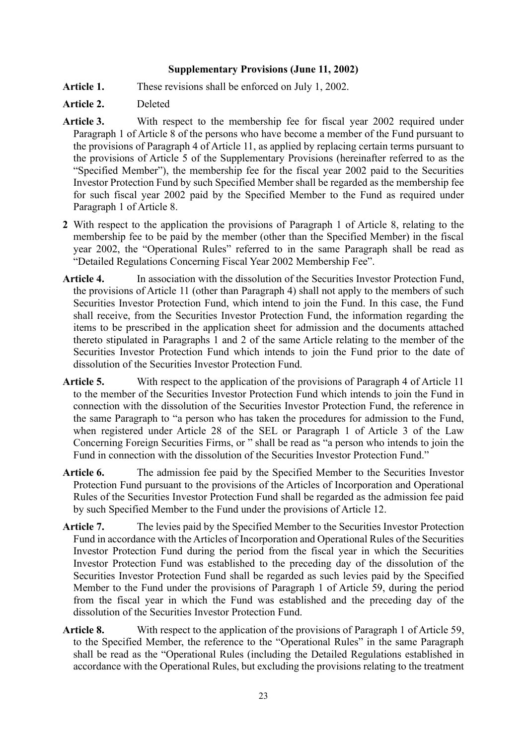### Supplementary Provisions (June 11, 2002)

**Article 1.** These revisions shall be enforced on July 1, 2002.

**Article 2.** Deleted

**Article 3.** With respect to the membership fee for fiscal year 2002 required under Paragraph 1 of Article 8 of the persons who have become a member of the Fund pursuant to the provisions of Paragraph 4 of Article 11, as applied by replacing certain terms pursuant to the provisions of Article 5 of the Supplementary Provisions (hereinafter referred to as the "Specified Member"), the membership fee for the fiscal year 2002 paid to the Securities Investor Protection Fund by such Specified Member shall be regarded as the membership fee for such fiscal year 2002 paid by the Specified Member to the Fund as required under Paragraph 1 of Article 8.

**2** With respect to the application the provisions of Paragraph 1 of Article 8, relating to the membership fee to be paid by the member (other than the Specified Member) in the fiscal year 2002, the "Operational Rules" referred to in the same Paragraph shall be read as "Detailed Regulations Concerning Fiscal Year 2002 Membership Fee".

**Article 4.** In association with the dissolution of the Securities Investor Protection Fund, the provisions of Article 11 (other than Paragraph 4) shall not apply to the members of such Securities Investor Protection Fund, which intend to join the Fund. In this case, the Fund shall receive, from the Securities Investor Protection Fund, the information regarding the items to be prescribed in the application sheet for admission and the documents attached thereto stipulated in Paragraphs 1 and 2 of the same Article relating to the member of the Securities Investor Protection Fund which intends to join the Fund prior to the date of dissolution of the Securities Investor Protection Fund.

**Article 5.** With respect to the application of the provisions of Paragraph 4 of Article 11 to the member of the Securities Investor Protection Fund which intends to join the Fund in connection with the dissolution of the Securities Investor Protection Fund, the reference in the same Paragraph to "a person who has taken the procedures for admission to the Fund, when registered under Article 28 of the SEL or Paragraph 1 of Article 3 of the Law Concerning Foreign Securities Firms, or " shall be read as "a person who intends to join the Fund in connection with the dissolution of the Securities Investor Protection Fund."

**Article 6.** The admission fee paid by the Specified Member to the Securities Investor Protection Fund pursuant to the provisions of the Articles of Incorporation and Operational Rules of the Securities Investor Protection Fund shall be regarded as the admission fee paid by such Specified Member to the Fund under the provisions of Article 12.

**Article 7.** The levies paid by the Specified Member to the Securities Investor Protection Fund in accordance with the Articles of Incorporation and Operational Rules of the Securities Investor Protection Fund during the period from the fiscal year in which the Securities Investor Protection Fund was established to the preceding day of the dissolution of the Securities Investor Protection Fund shall be regarded as such levies paid by the Specified Member to the Fund under the provisions of Paragraph 1 of Article 59, during the period from the fiscal year in which the Fund was established and the preceding day of the dissolution of the Securities Investor Protection Fund.

**Article 8.** With respect to the application of the provisions of Paragraph 1 of Article 59, to the Specified Member, the reference to the "Operational Rules" in the same Paragraph shall be read as the "Operational Rules (including the Detailed Regulations established in accordance with the Operational Rules, but excluding the provisions relating to the treatment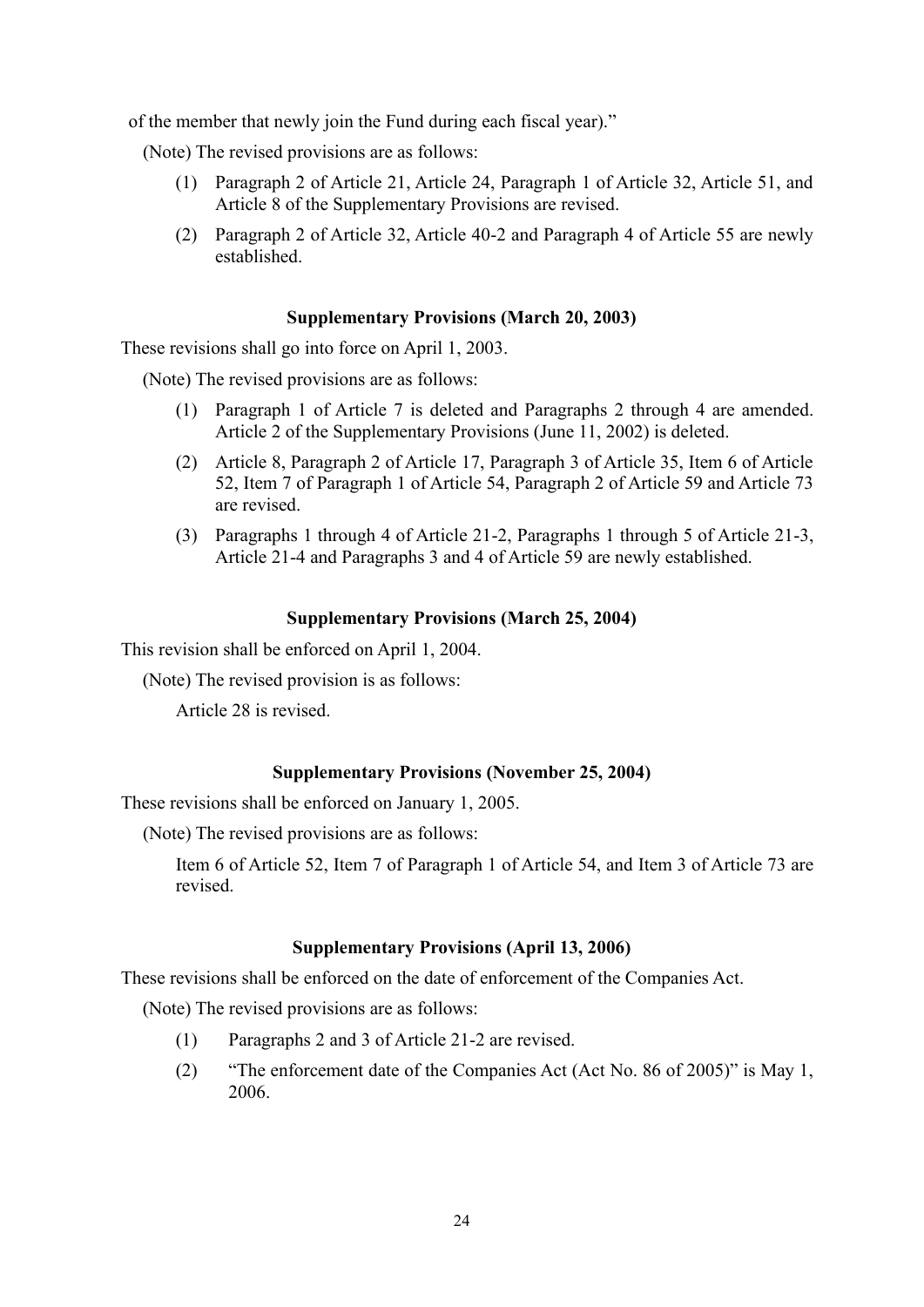of the member that newly join the Fund during each fiscal year)."

(Note) The revised provisions are as follows:

(1) Paragraph 2 of Article 21, Article 24, Paragraph 1 of Article 32, Article 51, and Article 8 of the Supplementary Provisions are revised.

(2) Paragraph 2 of Article 32, Article 40-2 and Paragraph 4 of Article 55 are newly established.

**Supplementary Provisions (March 20, 2003)**

These revisions shall go into force on April 1, 2003.

(Note) The revised provisions are as follows:

(1) Paragraph 1 of Article 7 is deleted and Paragraphs 2 through 4 are amended. Article 2 of the Supplementary Provisions (June 11, 2002) is deleted.

(2) Article 8, Paragraph 2 of Article 17, Paragraph 3 of Article 35, Item 6 of Article 52, Item 7 of Paragraph 1 of Article 54, Paragraph 2 of Article 59 and Article 73 are revised.

(3) Paragraphs 1 through 4 of Article 21-2, Paragraphs 1 through 5 of Article 21-3, Article 21-4 and Paragraphs 3 and 4 of Article 59 are newly established.

**Supplementary Provisions (March 25, 2004)**

This revision shall be enforced on April 1, 2004.

(Note) The revised provision is as follows:

Article 28 is revised.

**Supplementary Provisions (November 25, 2004)**

These revisions shall be enforced on January 1, 2005.

(Note) The revised provisions are as follows:

Item 6 of Article 52, Item 7 of Paragraph 1 of Article 54, and Item 3 of Article 73 are revised.

**Supplementary Provisions (April 13, 2006)**

These revisions shall be enforced on the date of enforcement of the Companies Act.

(Note) The revised provisions are as follows:

(1) Paragraphs 2 and 3 of Article 21-2 are revised.

(2) "The enforcement date of the Companies Act (Act No. 86 of 2005)" is May 1, 2006.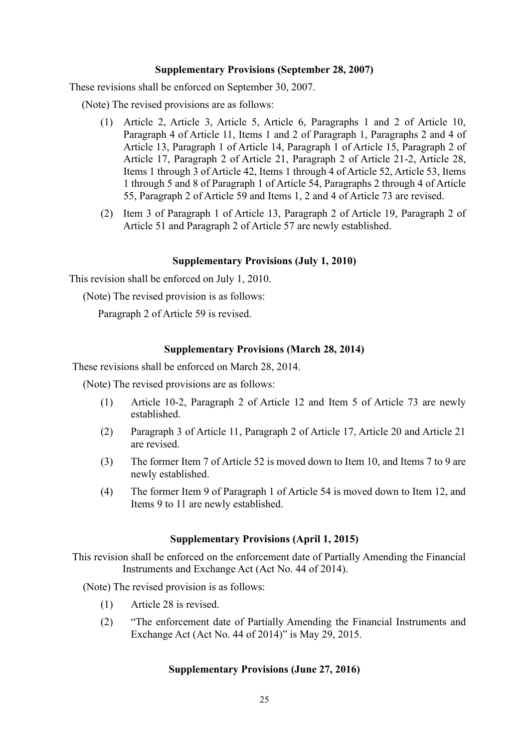**Supplementary Provisions (September 28, 2007)**

These revisions shall be enforced on September 30, 2007.

(Note) The revised provisions are as follows:

(1) Article 2, Article 3, Article 5, Article 6, Paragraphs 1 and 2 of Article 10, Paragraph 4 of Article 11, Items 1 and 2 of Paragraph 1, Paragraphs 2 and 4 of Article 13, Paragraph 1 of Article 14, Paragraph 1 of Article 15, Paragraph 2 of Article 17, Paragraph 2 of Article 21, Paragraph 2 of Article 21-2, Article 28, Items 1 through 3 of Article 42, Items 1 through 4 of Article 52, Article 53, Items 1 through 5 and 8 of Paragraph 1 of Article 54, Paragraphs 2 through 4 of Article 55, Paragraph 2 of Article 59 and Items 1, 2 and 4 of Article 73 are revised.

(2) Item 3 of Paragraph 1 of Article 13, Paragraph 2 of Article 19, Paragraph 2 of Article 51 and Paragraph 2 of Article 57 are newly established.

**Supplementary Provisions (July 1, 2010)**

This revision shall be enforced on July 1, 2010.

(Note) The revised provision is as follows:

Paragraph 2 of Article 59 is revised.

**Supplementary Provisions (March 28, 2014)**

These revisions shall be enforced on March 28, 2014.

(Note) The revised provisions are as follows:

(1) Article 10-2, Paragraph 2 of Article 12 and Item 5 of Article 73 are newly established.

(2) Paragraph 3 of Article 11, Paragraph 2 of Article 17, Article 20 and Article 21 are revised.

(3) The former Item 7 of Article 52 is moved down to Item 10, and Items 7 to 9 are newly established.

(4) The former Item 9 of Paragraph 1 of Article 54 is moved down to Item 12, and Items 9 to 11 are newly established.

**Supplementary Provisions (April 1, 2015)**

This revision shall be enforced on the enforcement date of Partially Amending the Financial Instruments and Exchange Act (Act No. 44 of 2014).

(Note) The revised provision is as follows:

(1) Article 28 is revised.

(2) "The enforcement date of Partially Amending the Financial Instruments and Exchange Act (Act No. 44 of 2014)" is May 29, 2015.

**Supplementary Provisions (June 27, 2016)**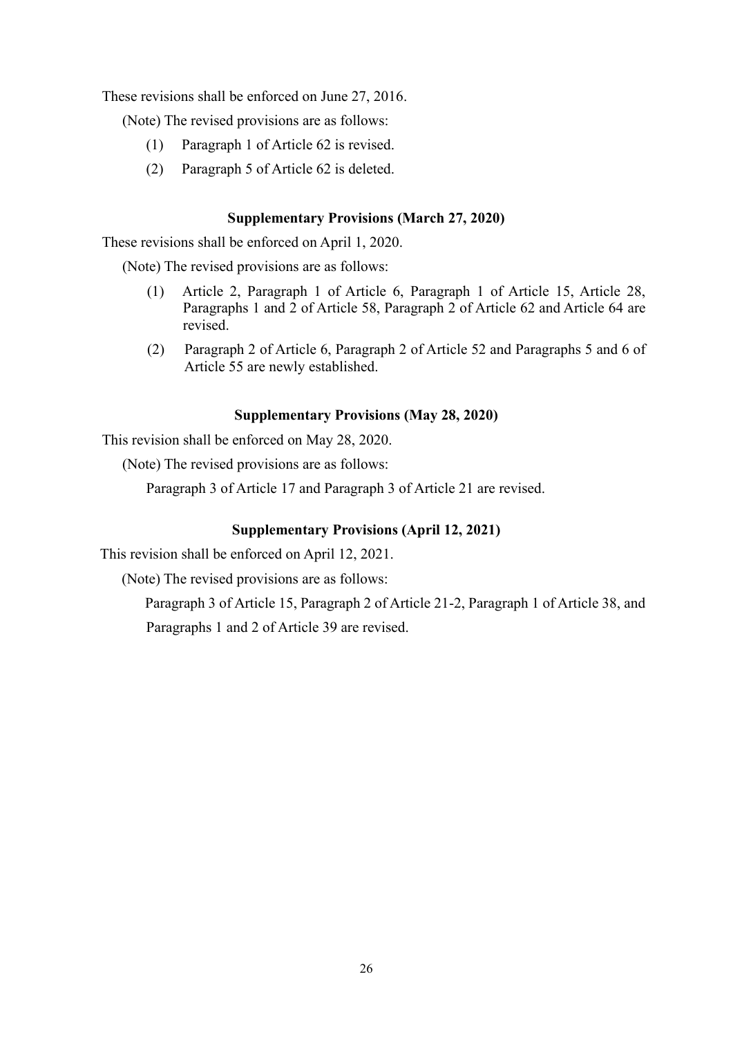These revisions shall be enforced on June 27, 2016.

(Note) The revised provisions are as follows:

(1) Paragraph 1 of Article 62 is revised.

(2) Paragraph 5 of Article 62 is deleted.

### Supplementary Provisions (March 27, 2020)

These revisions shall be enforced on April 1, 2020.

(Note) The revised provisions are as follows:

(1) Article 2, Paragraph 1 of Article 6, Paragraph 1 of Article 15, Article 28, Paragraphs 1 and 2 of Article 58, Paragraph 2 of Article 62 and Article 64 are revised.

(2) Paragraph 2 of Article 6, Paragraph 2 of Article 52 and Paragraphs 5 and 6 of Article 55 are newly established.

### Supplementary Provisions (May 28, 2020)

This revision shall be enforced on May 28, 2020.

(Note) The revised provisions are as follows:

Paragraph 3 of Article 17 and Paragraph 3 of Article 21 are revised.

### Supplementary Provisions (April 12, 2021)

This revision shall be enforced on April 12, 2021.

(Note) The revised provisions are as follows:

Paragraph 3 of Article 15, Paragraph 2 of Article 21-2, Paragraph 1 of Article 38, and Paragraphs 1 and 2 of Article 39 are revised.